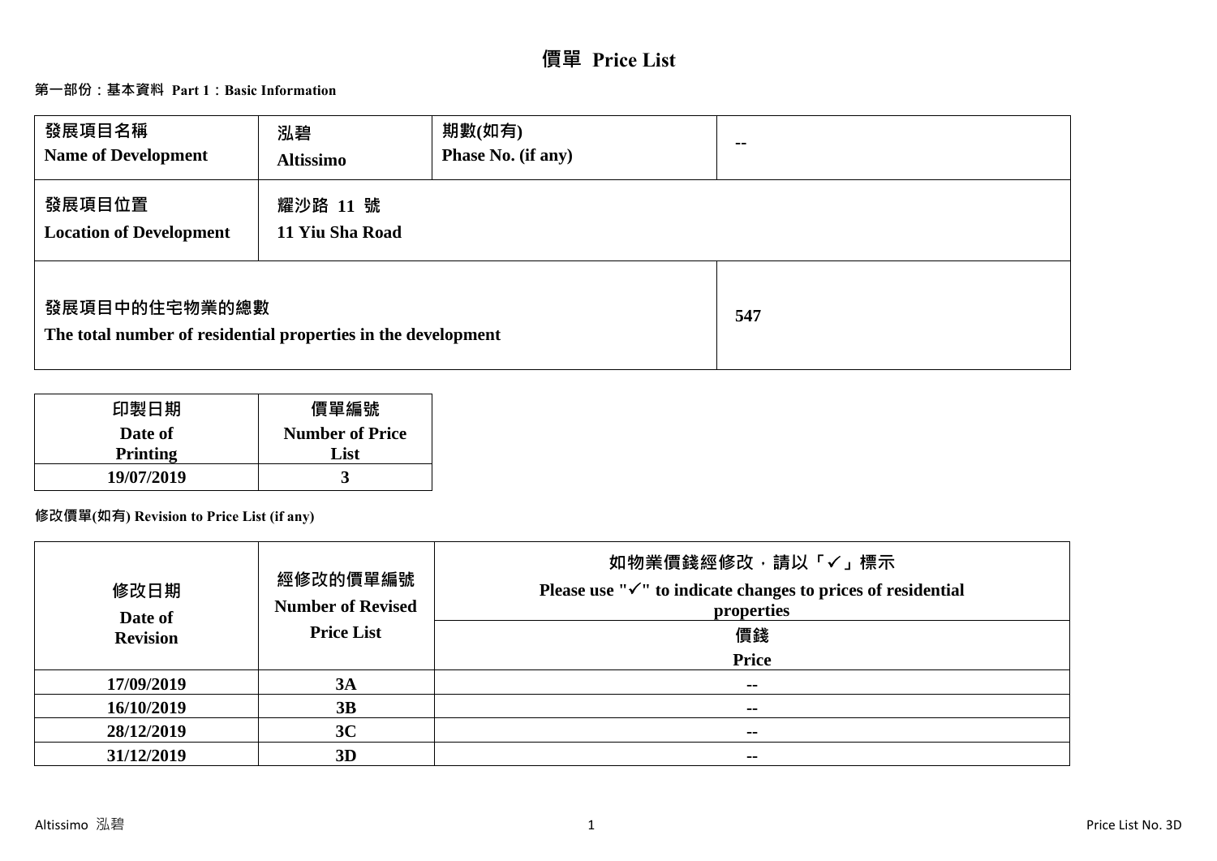# 價單 Price List

## 第一部份：基本資料 Part 1：Basic Information

| 發展項目名稱<br>Name of Development | 泓碧<br>Altissimo | 期數(如有)<br>Phase No. (if any) | -- |
|---|---|---|---|
| 發展項目位置<br>Location of Development | 耀沙路 11 號<br>11 Yiu Sha Road | | |
| 發展項目中的住宅物業的總數<br>The total number of residential properties in the development | | | 547 |

| 印製日期<br>Date of Printing | 價單編號<br>Number of Price List |
|---|---|
| 19/07/2019 | 3 |

**修改價單(如有) Revision to Price List (if any)**

| 修改日期<br>Date of Revision | 經修改的價單編號<br>Number of Revised Price List | 如物業價錢經修改，請以「✓」標示<br>Please use "✓" to indicate changes to prices of residential properties<br>價錢<br>Price |
|---|---|---|
| 17/09/2019 | 3A | -- |
| 16/10/2019 | 3B | -- |
| 28/12/2019 | 3C | -- |
| 31/12/2019 | 3D | -- |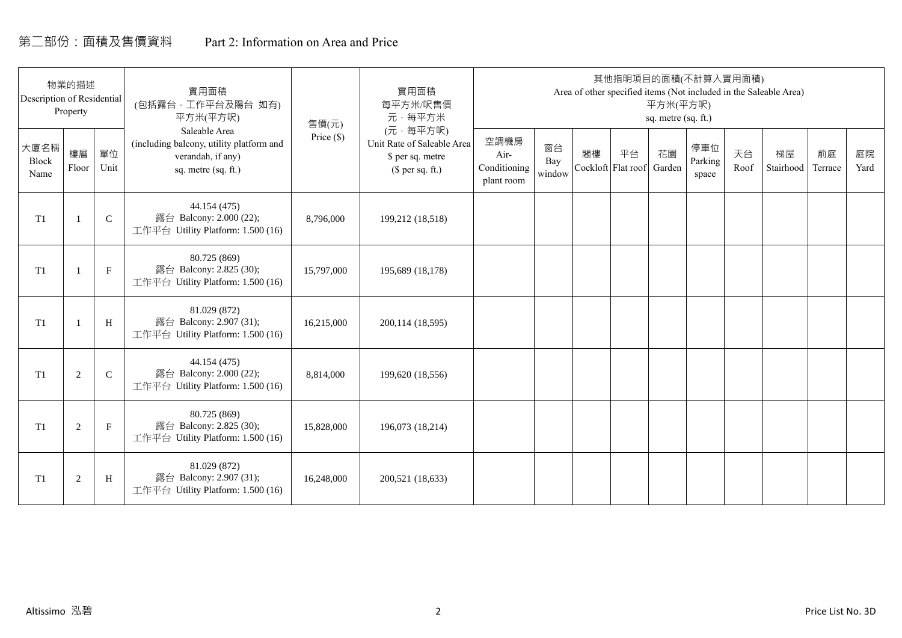# 第二部份：面積及售價資料　　Part 2: Information on Area and Price

| 物業的描述 Description of Residential Property | | | 實用面積 (包括露台，工作平台及陽台 如有) 平方米(平方呎) Saleable Area (including balcony, utility platform and verandah, if any) sq. metre (sq. ft.) | 售價(元) Price ($) | 實用面積 每平方米/呎售價 元，每平方米 (元，每平方呎) Unit Rate of Saleable Area $ per sq. metre ($ per sq. ft.) | 其他指明項目的面積(不計算入實用面積) Area of other specified items (Not included in the Saleable Area) 平方米(平方呎) sq. metre (sq. ft.) | | | | | | | | | |
|---|---|---|---|---|---|---|---|---|---|---|---|---|---|---|---|
| 大廈名稱 Block Name | 樓層 Floor | 單位 Unit | | | | 空調機房 Air-Conditioning plant room | 窗台 Bay window | 閣樓 Cockloft | 平台 Flat roof | 花園 Garden | 停車位 Parking space | 天台 Roof | 梯屋 Stairhood | 前庭 Terrace | 庭院 Yard |
| T1 | 1 | C | 44.154 (475) 露台 Balcony: 2.000 (22); 工作平台 Utility Platform: 1.500 (16) | 8,796,000 | 199,212 (18,518) | | | | | | | | | | |
| T1 | 1 | F | 80.725 (869) 露台 Balcony: 2.825 (30); 工作平台 Utility Platform: 1.500 (16) | 15,797,000 | 195,689 (18,178) | | | | | | | | | | |
| T1 | 1 | H | 81.029 (872) 露台 Balcony: 2.907 (31); 工作平台 Utility Platform: 1.500 (16) | 16,215,000 | 200,114 (18,595) | | | | | | | | | | |
| T1 | 2 | C | 44.154 (475) 露台 Balcony: 2.000 (22); 工作平台 Utility Platform: 1.500 (16) | 8,814,000 | 199,620 (18,556) | | | | | | | | | | |
| T1 | 2 | F | 80.725 (869) 露台 Balcony: 2.825 (30); 工作平台 Utility Platform: 1.500 (16) | 15,828,000 | 196,073 (18,214) | | | | | | | | | | |
| T1 | 2 | H | 81.029 (872) 露台 Balcony: 2.907 (31); 工作平台 Utility Platform: 1.500 (16) | 16,248,000 | 200,521 (18,633) | | | | | | | | | | |

Altissimo 泓碧　　Price List No. 3D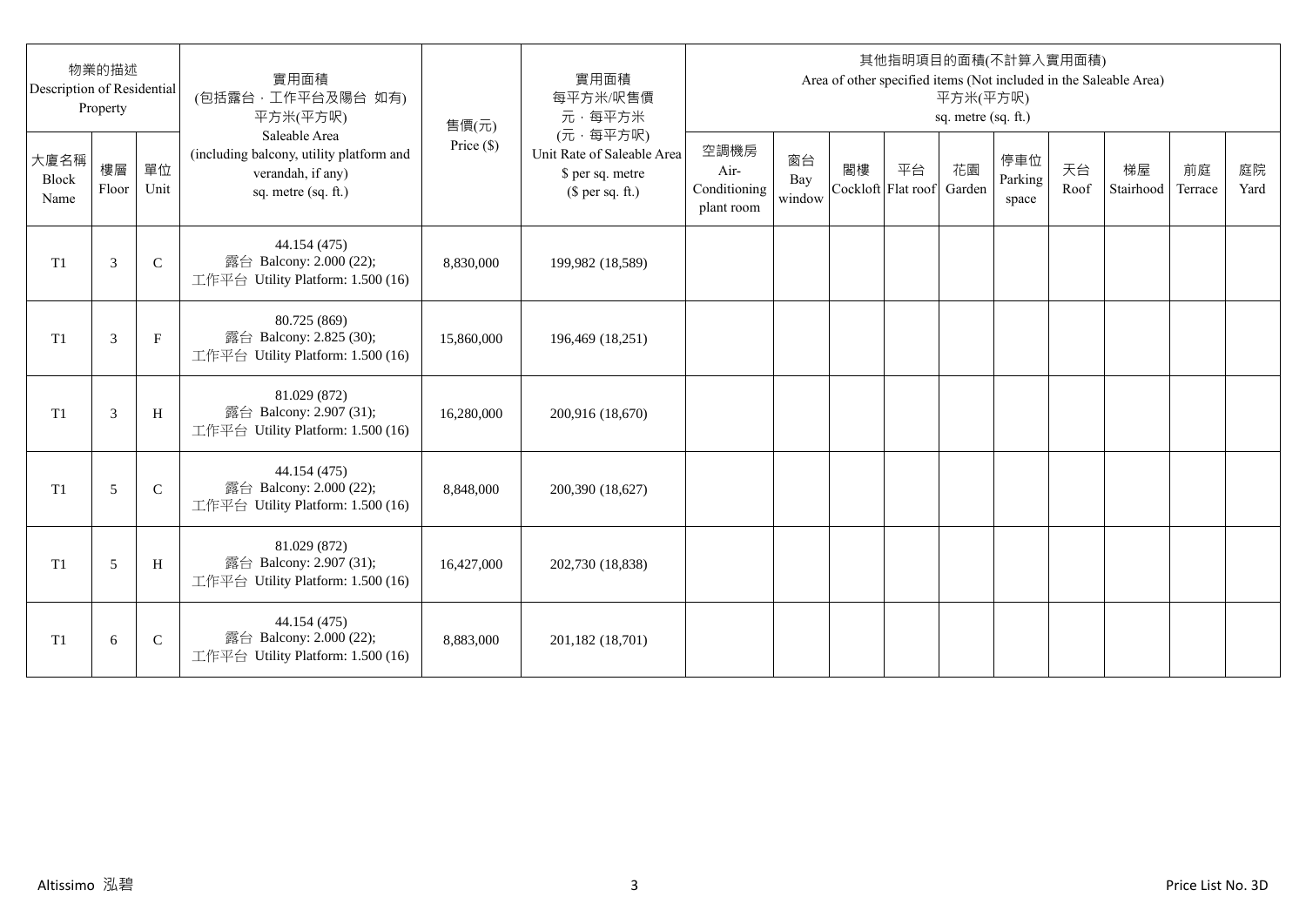| 物業的描述 Description of Residential Property | | | 實用面積 (包括露台，工作平台及陽台 如有) 平方米(平方呎) Saleable Area (including balcony, utility platform and verandah, if any) sq. metre (sq. ft.) | 售價(元) Price ($) | 實用面積 每平方米/呎售價 元，每平方米 (元，每平方呎) Unit Rate of Saleable Area $ per sq. metre ($ per sq. ft.) | 其他指明項目的面積(不計算入實用面積) Area of other specified items (Not included in the Saleable Area) 平方米(平方呎) sq. metre (sq. ft.) | | | | | | | | | |
|---|---|---|---|---|---|---|---|---|---|---|---|---|---|---|---|
| 大廈名稱 Block Name | 樓層 Floor | 單位 Unit | | | | 空調機房 Air-Conditioning plant room | 窗台 Bay window | 閣樓 Cockloft | 平台 Flat roof | 花園 Garden | 停車位 Parking space | 天台 Roof | 梯屋 Stairhood | 前庭 Terrace | 庭院 Yard |
| T1 | 3 | C | 44.154 (475) 露台 Balcony: 2.000 (22); 工作平台 Utility Platform: 1.500 (16) | 8,830,000 | 199,982 (18,589) | | | | | | | | | | |
| T1 | 3 | F | 80.725 (869) 露台 Balcony: 2.825 (30); 工作平台 Utility Platform: 1.500 (16) | 15,860,000 | 196,469 (18,251) | | | | | | | | | | |
| T1 | 3 | H | 81.029 (872) 露台 Balcony: 2.907 (31); 工作平台 Utility Platform: 1.500 (16) | 16,280,000 | 200,916 (18,670) | | | | | | | | | | |
| T1 | 5 | C | 44.154 (475) 露台 Balcony: 2.000 (22); 工作平台 Utility Platform: 1.500 (16) | 8,848,000 | 200,390 (18,627) | | | | | | | | | | |
| T1 | 5 | H | 81.029 (872) 露台 Balcony: 2.907 (31); 工作平台 Utility Platform: 1.500 (16) | 16,427,000 | 202,730 (18,838) | | | | | | | | | | |
| T1 | 6 | C | 44.154 (475) 露台 Balcony: 2.000 (22); 工作平台 Utility Platform: 1.500 (16) | 8,883,000 | 201,182 (18,701) | | | | | | | | | | |

Altissimo 泓碧

Price List No. 3D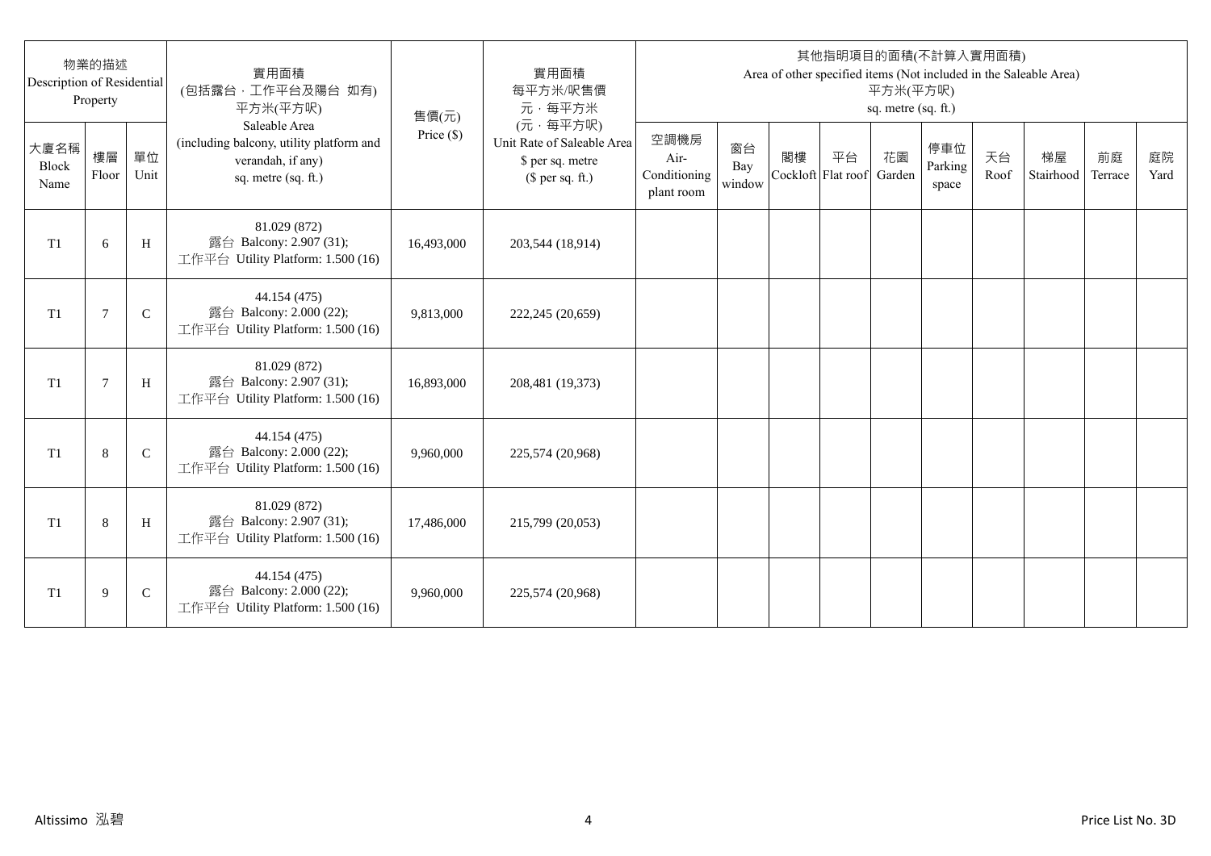| 物業的描述 Description of Residential Property | | | 實用面積 (包括露台，工作平台及陽台 如有) 平方米(平方呎) Saleable Area (including balcony, utility platform and verandah, if any) sq. metre (sq. ft.) | 售價(元) Price ($) | 實用面積 每平方米/呎售價 元，每平方米 (元，每平方呎) Unit Rate of Saleable Area $ per sq. metre ($ per sq. ft.) | 其他指明項目的面積(不計算入實用面積) Area of other specified items (Not included in the Saleable Area) 平方米(平方呎) sq. metre (sq. ft.) | | | | | | | | | |
|---|---|---|---|---|---|---|---|---|---|---|---|---|---|---|---|
| 大廈名稱 Block Name | 樓層 Floor | 單位 Unit | | | | 空調機房 Air-Conditioning plant room | 窗台 Bay window | 閣樓 Cockloft | 平台 Flat roof | 花園 Garden | 停車位 Parking space | 天台 Roof | 梯屋 Stairhood | 前庭 Terrace | 庭院 Yard |
| T1 | 6 | H | 81.029 (872) 露台 Balcony: 2.907 (31); 工作平台 Utility Platform: 1.500 (16) | 16,493,000 | 203,544 (18,914) | | | | | | | | | | |
| T1 | 7 | C | 44.154 (475) 露台 Balcony: 2.000 (22); 工作平台 Utility Platform: 1.500 (16) | 9,813,000 | 222,245 (20,659) | | | | | | | | | | |
| T1 | 7 | H | 81.029 (872) 露台 Balcony: 2.907 (31); 工作平台 Utility Platform: 1.500 (16) | 16,893,000 | 208,481 (19,373) | | | | | | | | | | |
| T1 | 8 | C | 44.154 (475) 露台 Balcony: 2.000 (22); 工作平台 Utility Platform: 1.500 (16) | 9,960,000 | 225,574 (20,968) | | | | | | | | | | |
| T1 | 8 | H | 81.029 (872) 露台 Balcony: 2.907 (31); 工作平台 Utility Platform: 1.500 (16) | 17,486,000 | 215,799 (20,053) | | | | | | | | | | |
| T1 | 9 | C | 44.154 (475) 露台 Balcony: 2.000 (22); 工作平台 Utility Platform: 1.500 (16) | 9,960,000 | 225,574 (20,968) | | | | | | | | | | |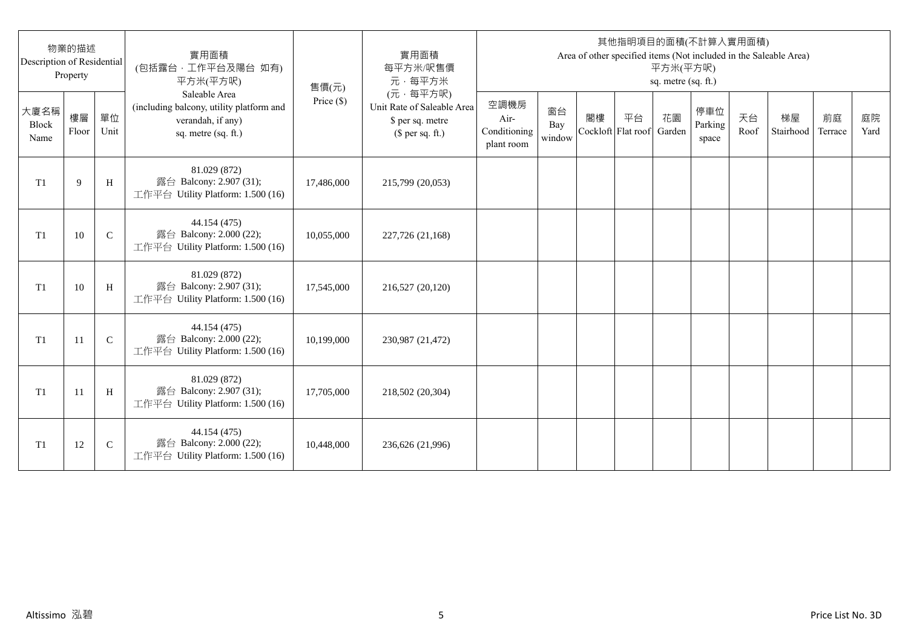| 物業的描述 Description of Residential Property | | | 實用面積 (包括露台，工作平台及陽台 如有) 平方米(平方呎) Saleable Area (including balcony, utility platform and verandah, if any) sq. metre (sq. ft.) | 售價(元) Price ($) | 實用面積 每平方米/呎售價 元，每平方米 (元，每平方呎) Unit Rate of Saleable Area $ per sq. metre ($ per sq. ft.) | 其他指明項目的面積(不計算入實用面積) Area of other specified items (Not included in the Saleable Area) 平方米(平方呎) sq. metre (sq. ft.) | | | | | | | | | |
|---|---|---|---|---|---|---|---|---|---|---|---|---|---|---|---|
| 大廈名稱 Block Name | 樓層 Floor | 單位 Unit | | | | 空調機房 Air-Conditioning plant room | 窗台 Bay window | 閣樓 Cockloft | 平台 Flat roof | 花園 Garden | 停車位 Parking space | 天台 Roof | 梯屋 Stairhood | 前庭 Terrace | 庭院 Yard |
| T1 | 9 | H | 81.029 (872) 露台 Balcony: 2.907 (31); 工作平台 Utility Platform: 1.500 (16) | 17,486,000 | 215,799 (20,053) | | | | | | | | | | |
| T1 | 10 | C | 44.154 (475) 露台 Balcony: 2.000 (22); 工作平台 Utility Platform: 1.500 (16) | 10,055,000 | 227,726 (21,168) | | | | | | | | | | |
| T1 | 10 | H | 81.029 (872) 露台 Balcony: 2.907 (31); 工作平台 Utility Platform: 1.500 (16) | 17,545,000 | 216,527 (20,120) | | | | | | | | | | |
| T1 | 11 | C | 44.154 (475) 露台 Balcony: 2.000 (22); 工作平台 Utility Platform: 1.500 (16) | 10,199,000 | 230,987 (21,472) | | | | | | | | | | |
| T1 | 11 | H | 81.029 (872) 露台 Balcony: 2.907 (31); 工作平台 Utility Platform: 1.500 (16) | 17,705,000 | 218,502 (20,304) | | | | | | | | | | |
| T1 | 12 | C | 44.154 (475) 露台 Balcony: 2.000 (22); 工作平台 Utility Platform: 1.500 (16) | 10,448,000 | 236,626 (21,996) | | | | | | | | | | |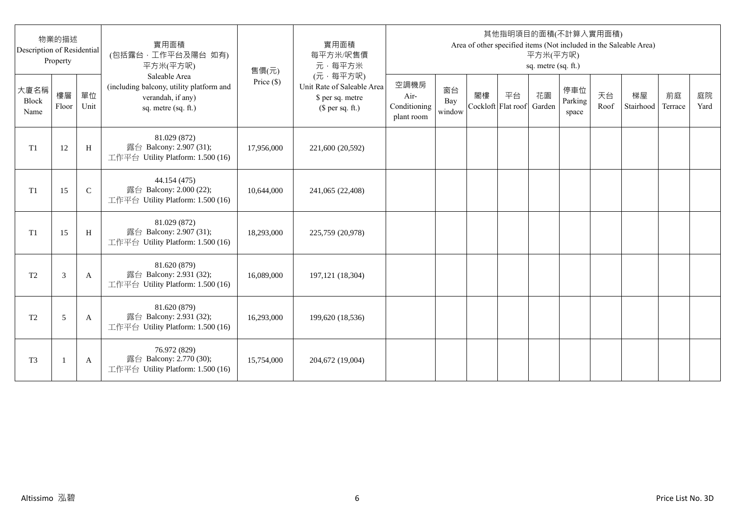| 物業的描述 Description of Residential Property | | | 實用面積 (包括露台,工作平台及陽台 如有) 平方米(平方呎) Saleable Area (including balcony, utility platform and verandah, if any) sq. metre (sq. ft.) | 售價(元) Price ($) | 實用面積 每平方米/呎售價 元,每平方米 (元,每平方呎) Unit Rate of Saleable Area $ per sq. metre ($ per sq. ft.) | 其他指明項目的面積(不計算入實用面積) Area of other specified items (Not included in the Saleable Area) 平方米(平方呎) sq. metre (sq. ft.) | | | | | | | | | |
|---|---|---|---|---|---|---|---|---|---|---|---|---|---|---|---|
| 大廈名稱 Block Name | 樓層 Floor | 單位 Unit | | | | 空調機房 Air-Conditioning plant room | 窗台 Bay window | 閣樓 Cockloft | 平台 Flat roof | 花園 Garden | 停車位 Parking space | 天台 Roof | 梯屋 Stairhood | 前庭 Terrace | 庭院 Yard |
| T1 | 12 | H | 81.029 (872) 露台 Balcony: 2.907 (31); 工作平台 Utility Platform: 1.500 (16) | 17,956,000 | 221,600 (20,592) | | | | | | | | | | |
| T1 | 15 | C | 44.154 (475) 露台 Balcony: 2.000 (22); 工作平台 Utility Platform: 1.500 (16) | 10,644,000 | 241,065 (22,408) | | | | | | | | | | |
| T1 | 15 | H | 81.029 (872) 露台 Balcony: 2.907 (31); 工作平台 Utility Platform: 1.500 (16) | 18,293,000 | 225,759 (20,978) | | | | | | | | | | |
| T2 | 3 | A | 81.620 (879) 露台 Balcony: 2.931 (32); 工作平台 Utility Platform: 1.500 (16) | 16,089,000 | 197,121 (18,304) | | | | | | | | | | |
| T2 | 5 | A | 81.620 (879) 露台 Balcony: 2.931 (32); 工作平台 Utility Platform: 1.500 (16) | 16,293,000 | 199,620 (18,536) | | | | | | | | | | |
| T3 | 1 | A | 76.972 (829) 露台 Balcony: 2.770 (30); 工作平台 Utility Platform: 1.500 (16) | 15,754,000 | 204,672 (19,004) | | | | | | | | | | |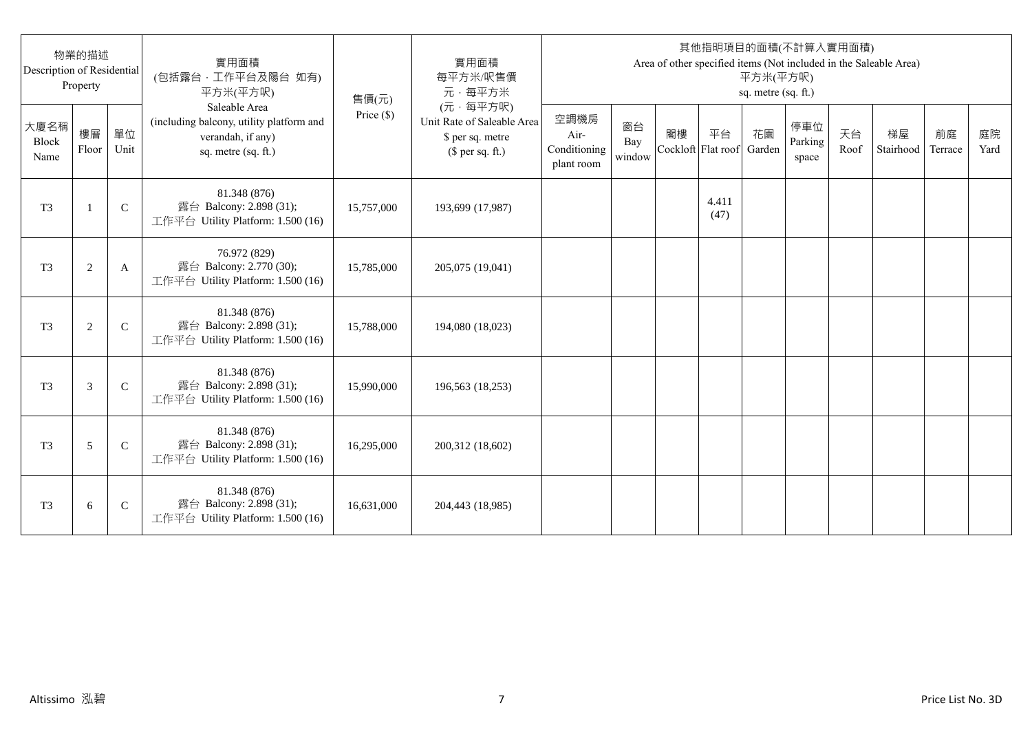| 物業的描述 Description of Residential Property | | | 實用面積 (包括露台，工作平台及陽台 如有) 平方米(平方呎) Saleable Area (including balcony, utility platform and verandah, if any) sq. metre (sq. ft.) | 售價(元) Price ($) | 實用面積 每平方米/呎售價 元，每平方米 (元，每平方呎) Unit Rate of Saleable Area $ per sq. metre ($ per sq. ft.) | 其他指明項目的面積(不計算入實用面積) Area of other specified items (Not included in the Saleable Area) 平方米(平方呎) sq. metre (sq. ft.) | | | | | | | | | |
|---|---|---|---|---|---|---|---|---|---|---|---|---|---|---|---|
| 大廈名稱 Block Name | 樓層 Floor | 單位 Unit | | | | 空調機房 Air-Conditioning plant room | 窗台 Bay window | 閣樓 Cockloft | 平台 Flat roof | 花園 Garden | 停車位 Parking space | 天台 Roof | 梯屋 Stairhood | 前庭 Terrace | 庭院 Yard |
| T3 | 1 | C | 81.348 (876) 露台 Balcony: 2.898 (31); 工作平台 Utility Platform: 1.500 (16) | 15,757,000 | 193,699 (17,987) | | | | 4.411 (47) | | | | | | |
| T3 | 2 | A | 76.972 (829) 露台 Balcony: 2.770 (30); 工作平台 Utility Platform: 1.500 (16) | 15,785,000 | 205,075 (19,041) | | | | | | | | | | |
| T3 | 2 | C | 81.348 (876) 露台 Balcony: 2.898 (31); 工作平台 Utility Platform: 1.500 (16) | 15,788,000 | 194,080 (18,023) | | | | | | | | | | |
| T3 | 3 | C | 81.348 (876) 露台 Balcony: 2.898 (31); 工作平台 Utility Platform: 1.500 (16) | 15,990,000 | 196,563 (18,253) | | | | | | | | | | |
| T3 | 5 | C | 81.348 (876) 露台 Balcony: 2.898 (31); 工作平台 Utility Platform: 1.500 (16) | 16,295,000 | 200,312 (18,602) | | | | | | | | | | |
| T3 | 6 | C | 81.348 (876) 露台 Balcony: 2.898 (31); 工作平台 Utility Platform: 1.500 (16) | 16,631,000 | 204,443 (18,985) | | | | | | | | | | |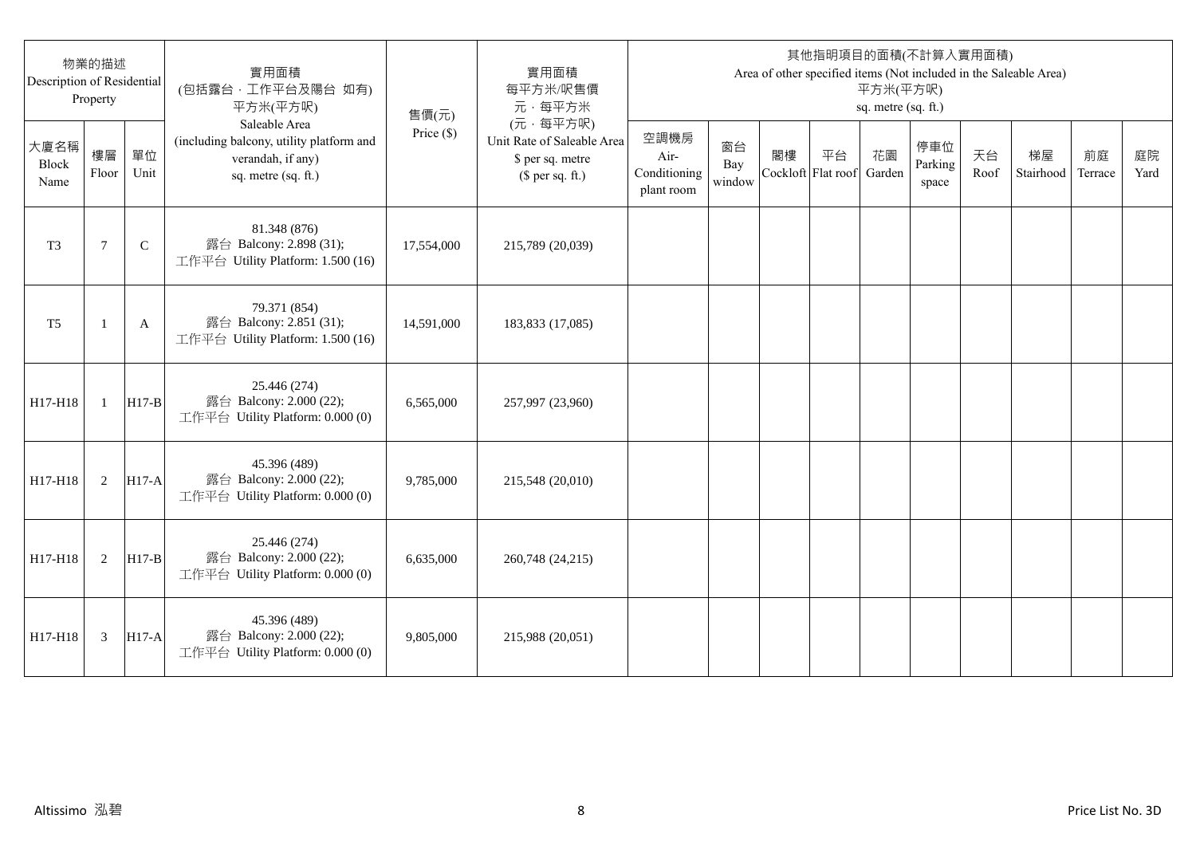| 物業的描述 Description of Residential Property | | | 實用面積 (包括露台，工作平台及陽台 如有) 平方米(平方呎) Saleable Area (including balcony, utility platform and verandah, if any) sq. metre (sq. ft.) | 售價(元) Price ($) | 實用面積 每平方米/呎售價 元，每平方米 (元，每平方呎) Unit Rate of Saleable Area $ per sq. metre ($ per sq. ft.) | 其他指明項目的面積(不計算入實用面積) Area of other specified items (Not included in the Saleable Area) 平方米(平方呎) sq. metre (sq. ft.) | | | | | | | | | |
|---|---|---|---|---|---|---|---|---|---|---|---|---|---|---|---|
| 大廈名稱 Block Name | 樓層 Floor | 單位 Unit | | | | 空調機房 Air-Conditioning plant room | 窗台 Bay window | 閣樓 Cockloft | 平台 Flat roof | 花園 Garden | 停車位 Parking space | 天台 Roof | 梯屋 Stairhood | 前庭 Terrace | 庭院 Yard |
| T3 | 7 | C | 81.348 (876) 露台 Balcony: 2.898 (31); 工作平台 Utility Platform: 1.500 (16) | 17,554,000 | 215,789 (20,039) | | | | | | | | | | |
| T5 | 1 | A | 79.371 (854) 露台 Balcony: 2.851 (31); 工作平台 Utility Platform: 1.500 (16) | 14,591,000 | 183,833 (17,085) | | | | | | | | | | |
| H17-H18 | 1 | H17-B | 25.446 (274) 露台 Balcony: 2.000 (22); 工作平台 Utility Platform: 0.000 (0) | 6,565,000 | 257,997 (23,960) | | | | | | | | | | |
| H17-H18 | 2 | H17-A | 45.396 (489) 露台 Balcony: 2.000 (22); 工作平台 Utility Platform: 0.000 (0) | 9,785,000 | 215,548 (20,010) | | | | | | | | | | |
| H17-H18 | 2 | H17-B | 25.446 (274) 露台 Balcony: 2.000 (22); 工作平台 Utility Platform: 0.000 (0) | 6,635,000 | 260,748 (24,215) | | | | | | | | | | |
| H17-H18 | 3 | H17-A | 45.396 (489) 露台 Balcony: 2.000 (22); 工作平台 Utility Platform: 0.000 (0) | 9,805,000 | 215,988 (20,051) | | | | | | | | | | |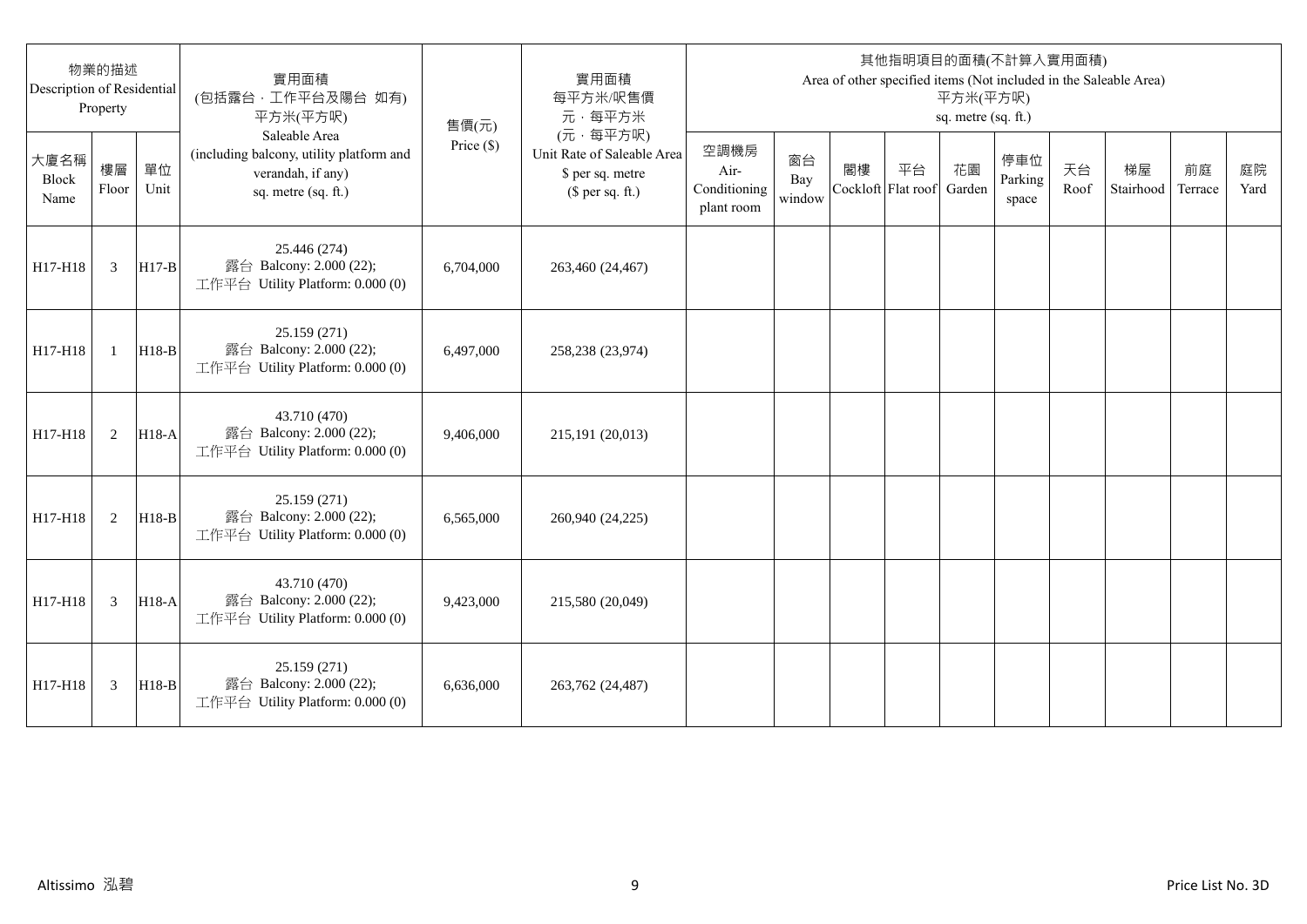| 物業的描述 Description of Residential Property | | | 實用面積 (包括露台，工作平台及陽台 如有) 平方米(平方呎) Saleable Area (including balcony, utility platform and verandah, if any) sq. metre (sq. ft.) | 售價(元) Price ($) | 實用面積 每平方米/呎售價 元，每平方米 (元，每平方呎) Unit Rate of Saleable Area $ per sq. metre ($ per sq. ft.) | 其他指明項目的面積(不計算入實用面積) Area of other specified items (Not included in the Saleable Area) 平方米(平方呎) sq. metre (sq. ft.) | | | | | | | | | |
|---|---|---|---|---|---|---|---|---|---|---|---|---|---|---|---|
| 大廈名稱 Block Name | 樓層 Floor | 單位 Unit | | | | 空調機房 Air-Conditioning plant room | 窗台 Bay window | 閣樓 Cockloft | 平台 Flat roof | 花園 Garden | 停車位 Parking space | 天台 Roof | 梯屋 Stairhood | 前庭 Terrace | 庭院 Yard |
| H17-H18 | 3 | H17-B | 25.446 (274) 露台 Balcony: 2.000 (22); 工作平台 Utility Platform: 0.000 (0) | 6,704,000 | 263,460 (24,467) | | | | | | | | | | |
| H17-H18 | 1 | H18-B | 25.159 (271) 露台 Balcony: 2.000 (22); 工作平台 Utility Platform: 0.000 (0) | 6,497,000 | 258,238 (23,974) | | | | | | | | | | |
| H17-H18 | 2 | H18-A | 43.710 (470) 露台 Balcony: 2.000 (22); 工作平台 Utility Platform: 0.000 (0) | 9,406,000 | 215,191 (20,013) | | | | | | | | | | |
| H17-H18 | 2 | H18-B | 25.159 (271) 露台 Balcony: 2.000 (22); 工作平台 Utility Platform: 0.000 (0) | 6,565,000 | 260,940 (24,225) | | | | | | | | | | |
| H17-H18 | 3 | H18-A | 43.710 (470) 露台 Balcony: 2.000 (22); 工作平台 Utility Platform: 0.000 (0) | 9,423,000 | 215,580 (20,049) | | | | | | | | | | |
| H17-H18 | 3 | H18-B | 25.159 (271) 露台 Balcony: 2.000 (22); 工作平台 Utility Platform: 0.000 (0) | 6,636,000 | 263,762 (24,487) | | | | | | | | | | |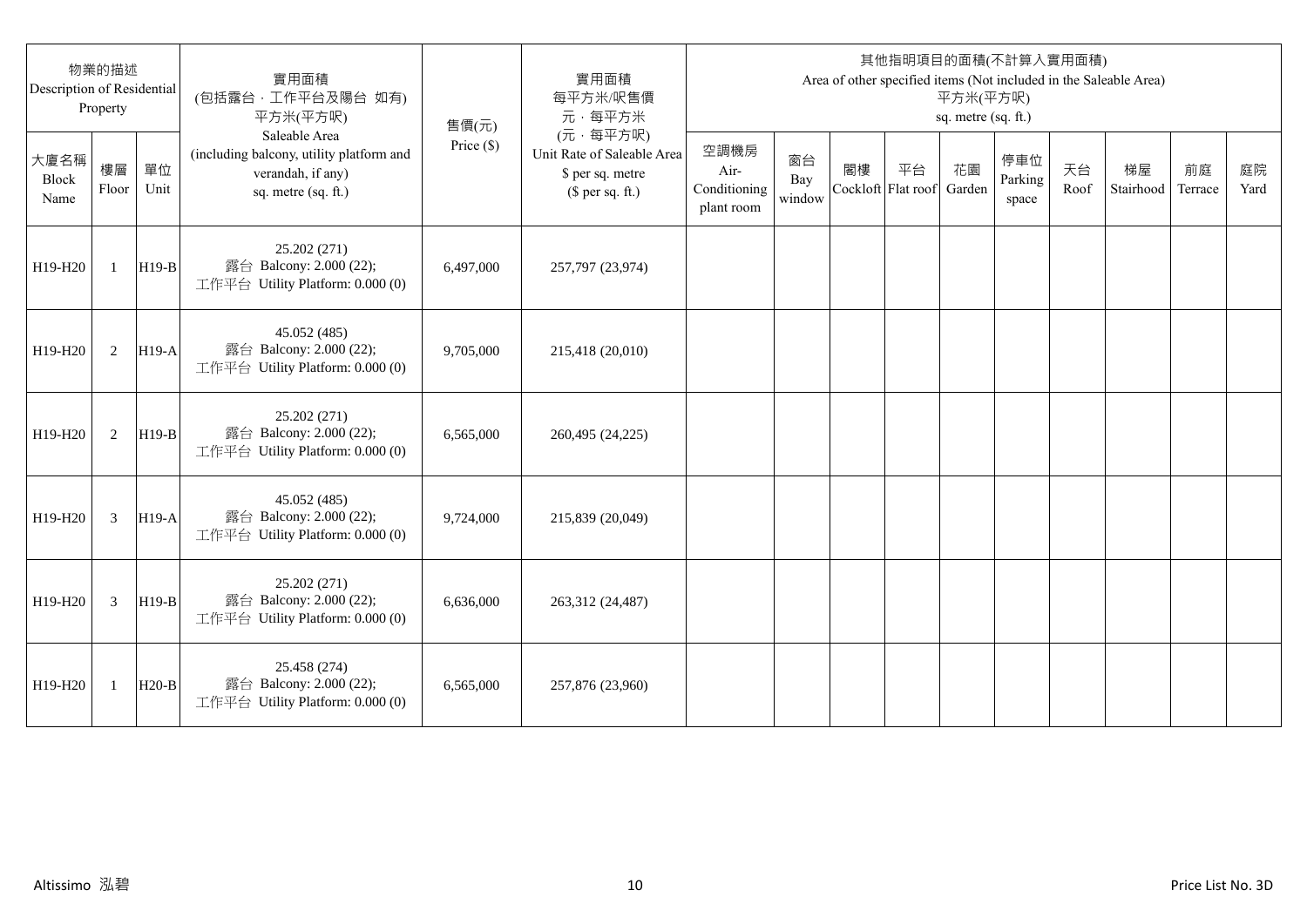| 物業的描述 Description of Residential Property | | | 實用面積 (包括露台，工作平台及陽台 如有) 平方米(平方呎) Saleable Area (including balcony, utility platform and verandah, if any) sq. metre (sq. ft.) | 售價(元) Price ($) | 實用面積 每平方米/呎售價 元，每平方米 (元，每平方呎) Unit Rate of Saleable Area $ per sq. metre ($ per sq. ft.) | 其他指明項目的面積(不計算入實用面積) Area of other specified items (Not included in the Saleable Area) 平方米(平方呎) sq. metre (sq. ft.) | | | | | | | | | |
|---|---|---|---|---|---|---|---|---|---|---|---|---|---|---|---|
| 大廈名稱 Block Name | 樓層 Floor | 單位 Unit | | | | 空調機房 Air-Conditioning plant room | 窗台 Bay window | 閣樓 Cockloft | 平台 Flat roof | 花園 Garden | 停車位 Parking space | 天台 Roof | 梯屋 Stairhood | 前庭 Terrace | 庭院 Yard |
| H19-H20 | 1 | H19-B | 25.202 (271) 露台 Balcony: 2.000 (22); 工作平台 Utility Platform: 0.000 (0) | 6,497,000 | 257,797 (23,974) | | | | | | | | | | |
| H19-H20 | 2 | H19-A | 45.052 (485) 露台 Balcony: 2.000 (22); 工作平台 Utility Platform: 0.000 (0) | 9,705,000 | 215,418 (20,010) | | | | | | | | | | |
| H19-H20 | 2 | H19-B | 25.202 (271) 露台 Balcony: 2.000 (22); 工作平台 Utility Platform: 0.000 (0) | 6,565,000 | 260,495 (24,225) | | | | | | | | | | |
| H19-H20 | 3 | H19-A | 45.052 (485) 露台 Balcony: 2.000 (22); 工作平台 Utility Platform: 0.000 (0) | 9,724,000 | 215,839 (20,049) | | | | | | | | | | |
| H19-H20 | 3 | H19-B | 25.202 (271) 露台 Balcony: 2.000 (22); 工作平台 Utility Platform: 0.000 (0) | 6,636,000 | 263,312 (24,487) | | | | | | | | | | |
| H19-H20 | 1 | H20-B | 25.458 (274) 露台 Balcony: 2.000 (22); 工作平台 Utility Platform: 0.000 (0) | 6,565,000 | 257,876 (23,960) | | | | | | | | | | |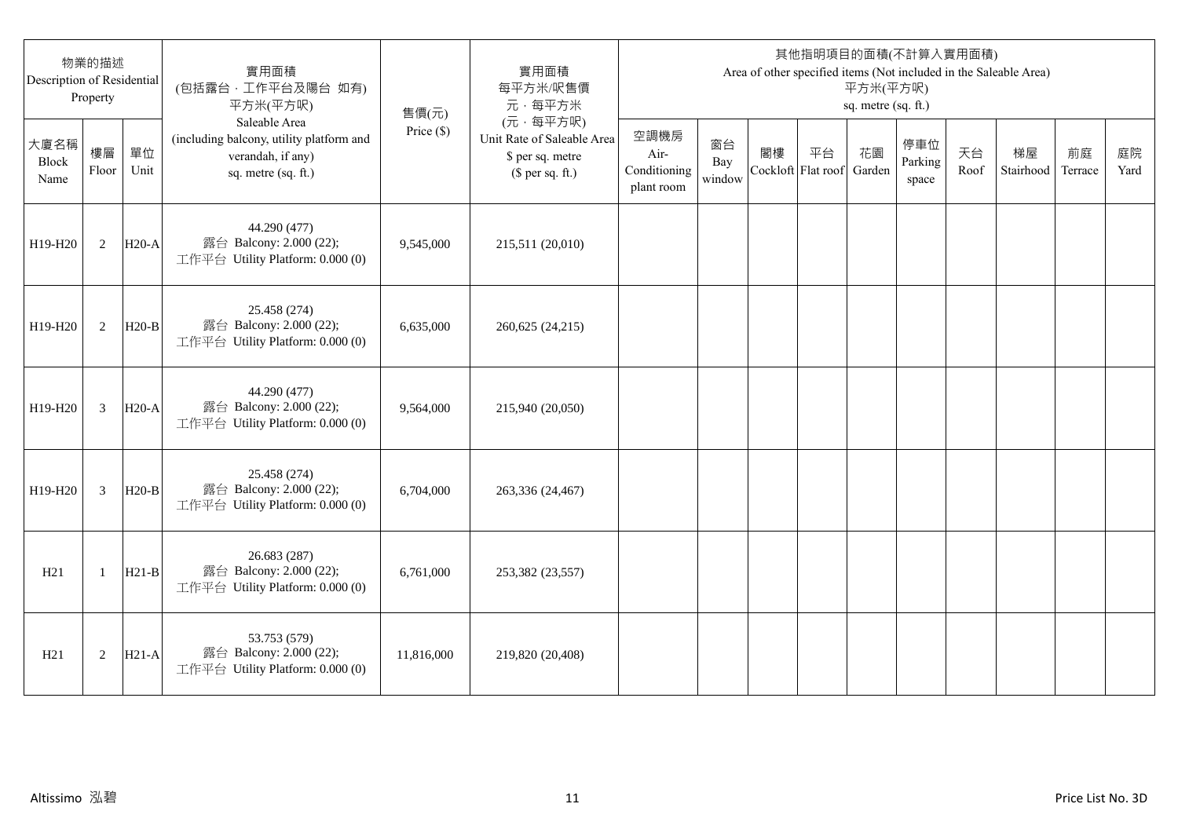| 物業的描述 Description of Residential Property | | | 實用面積 (包括露台，工作平台及陽台 如有) 平方米(平方呎) Saleable Area (including balcony, utility platform and verandah, if any) sq. metre (sq. ft.) | 售價(元) Price ($) | 實用面積 每平方米/呎售價 元，每平方米 (元，每平方呎) Unit Rate of Saleable Area $ per sq. metre ($ per sq. ft.) | 其他指明項目的面積(不計算入實用面積) Area of other specified items (Not included in the Saleable Area) 平方米(平方呎) sq. metre (sq. ft.) | | | | | | | | | |
|---|---|---|---|---|---|---|---|---|---|---|---|---|---|---|---|
| 大廈名稱 Block Name | 樓層 Floor | 單位 Unit | | | | 空調機房 Air-Conditioning plant room | 窗台 Bay window | 閣樓 Cockloft | 平台 Flat roof | 花園 Garden | 停車位 Parking space | 天台 Roof | 梯屋 Stairhood | 前庭 Terrace | 庭院 Yard |
| H19-H20 | 2 | H20-A | 44.290 (477) 露台 Balcony: 2.000 (22); 工作平台 Utility Platform: 0.000 (0) | 9,545,000 | 215,511 (20,010) | | | | | | | | | | |
| H19-H20 | 2 | H20-B | 25.458 (274) 露台 Balcony: 2.000 (22); 工作平台 Utility Platform: 0.000 (0) | 6,635,000 | 260,625 (24,215) | | | | | | | | | | |
| H19-H20 | 3 | H20-A | 44.290 (477) 露台 Balcony: 2.000 (22); 工作平台 Utility Platform: 0.000 (0) | 9,564,000 | 215,940 (20,050) | | | | | | | | | | |
| H19-H20 | 3 | H20-B | 25.458 (274) 露台 Balcony: 2.000 (22); 工作平台 Utility Platform: 0.000 (0) | 6,704,000 | 263,336 (24,467) | | | | | | | | | | |
| H21 | 1 | H21-B | 26.683 (287) 露台 Balcony: 2.000 (22); 工作平台 Utility Platform: 0.000 (0) | 6,761,000 | 253,382 (23,557) | | | | | | | | | | |
| H21 | 2 | H21-A | 53.753 (579) 露台 Balcony: 2.000 (22); 工作平台 Utility Platform: 0.000 (0) | 11,816,000 | 219,820 (20,408) | | | | | | | | | | |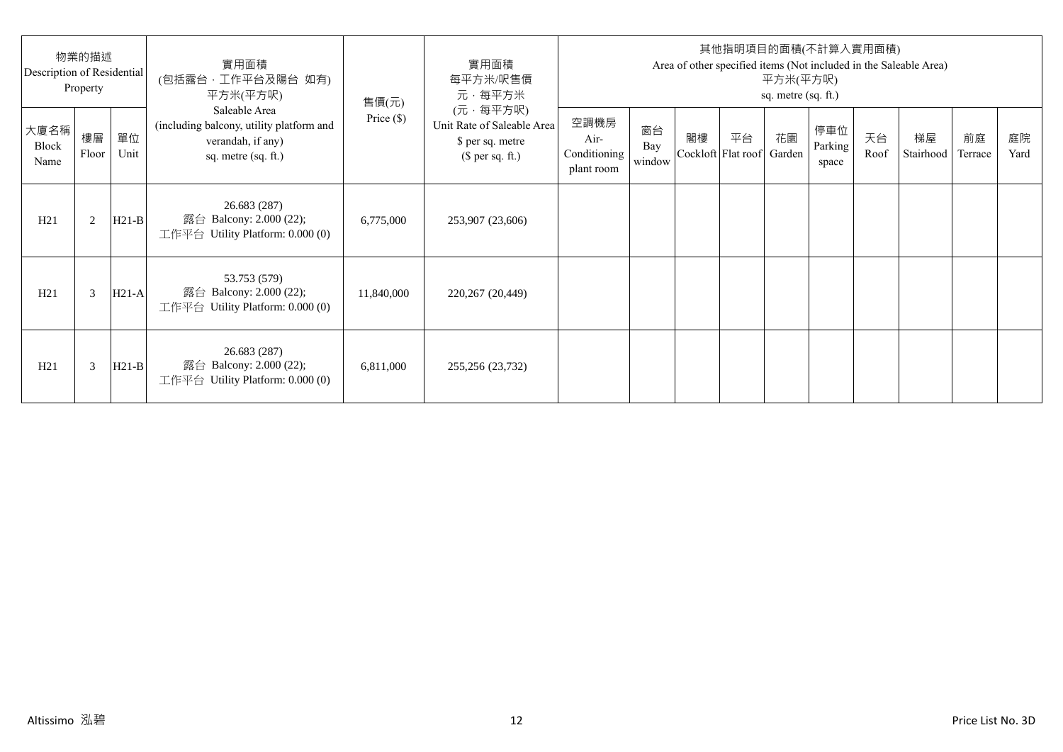| 物業的描述 Description of Residential Property | | | 實用面積 (包括露台，工作平台及陽台 如有) 平方米(平方呎) Saleable Area (including balcony, utility platform and verandah, if any) sq. metre (sq. ft.) | 售價(元) Price ($) | 實用面積 每平方米/呎售價 元，每平方米 (元，每平方呎) Unit Rate of Saleable Area $ per sq. metre ($ per sq. ft.) | 其他指明項目的面積(不計算入實用面積) Area of other specified items (Not included in the Saleable Area) 平方米(平方呎) sq. metre (sq. ft.) | | | | | | | | | |
|---|---|---|---|---|---|---|---|---|---|---|---|---|---|---|---|
| 大廈名稱 Block Name | 樓層 Floor | 單位 Unit | | | | 空調機房 Air-Conditioning plant room | 窗台 Bay window | 閣樓 Cockloft | 平台 Flat roof | 花園 Garden | 停車位 Parking space | 天台 Roof | 梯屋 Stairhood | 前庭 Terrace | 庭院 Yard |
| H21 | 2 | H21-B | 26.683 (287) 露台 Balcony: 2.000 (22); 工作平台 Utility Platform: 0.000 (0) | 6,775,000 | 253,907 (23,606) | | | | | | | | | | |
| H21 | 3 | H21-A | 53.753 (579) 露台 Balcony: 2.000 (22); 工作平台 Utility Platform: 0.000 (0) | 11,840,000 | 220,267 (20,449) | | | | | | | | | | |
| H21 | 3 | H21-B | 26.683 (287) 露台 Balcony: 2.000 (22); 工作平台 Utility Platform: 0.000 (0) | 6,811,000 | 255,256 (23,732) | | | | | | | | | | |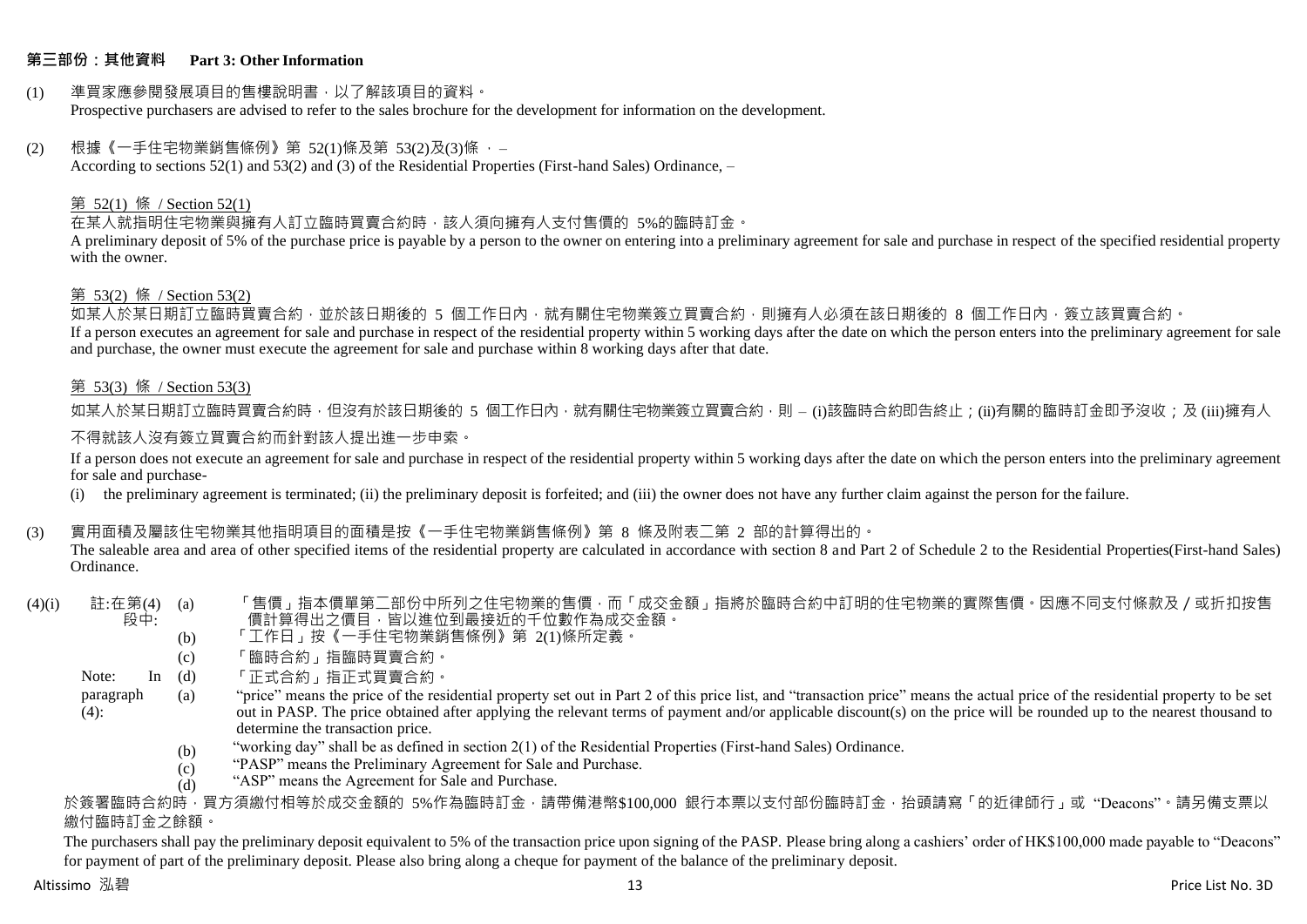## 第三部份：其他資料 Part 3: Other Information

(1) 準買家應參閱發展項目的售樓說明書，以了解該項目的資料。
Prospective purchasers are advised to refer to the sales brochure for the development for information on the development.

(2) 根據《一手住宅物業銷售條例》第 52(1)條及第 53(2)及(3)條 ，–
According to sections 52(1) and 53(2) and (3) of the Residential Properties (First-hand Sales) Ordinance, –

第 52(1) 條 / Section 52(1)

在某人就指明住宅物業與擁有人訂立臨時買賣合約時，該人須向擁有人支付售價的 5%的臨時訂金。
A preliminary deposit of 5% of the purchase price is payable by a person to the owner on entering into a preliminary agreement for sale and purchase in respect of the specified residential property with the owner.

第 53(2) 條 / Section 53(2)

如某人於某日期訂立臨時買賣合約，並於該日期後的 5 個工作日內，就有關住宅物業簽立買賣合約，則擁有人必須在該日期後的 8 個工作日內，簽立該買賣合約。
If a person executes an agreement for sale and purchase in respect of the residential property within 5 working days after the date on which the person enters into the preliminary agreement for sale and purchase, the owner must execute the agreement for sale and purchase within 8 working days after that date.

第 53(3) 條 / Section 53(3)

如某人於某日期訂立臨時買賣合約時，但沒有於該日期後的 5 個工作日內，就有關住宅物業簽立買賣合約，則 – (i)該臨時合約即告終止；(ii)有關的臨時訂金即予沒收；及 (iii)擁有人不得就該人沒有簽立買賣合約而針對該人提出進一步申索。

If a person does not execute an agreement for sale and purchase in respect of the residential property within 5 working days after the date on which the person enters into the preliminary agreement for sale and purchase-

(i) the preliminary agreement is terminated; (ii) the preliminary deposit is forfeited; and (iii) the owner does not have any further claim against the person for the failure.

(3) 實用面積及屬該住宅物業其他指明項目的面積是按《一手住宅物業銷售條例》第 8 條及附表二第 2 部的計算得出的。
The saleable area and area of other specified items of the residential property are calculated in accordance with section 8 and Part 2 of Schedule 2 to the Residential Properties(First-hand Sales) Ordinance.

(4)(i) 註:在第(4)段中:

(a) 「售價」指本價單第二部份中所列之住宅物業的售價，而「成交金額」指將於臨時合約中訂明的住宅物業的實際售價。因應不同支付條款及 / 或折扣按售價計算得出之價目，皆以進位到最接近的千位數作為成交金額。
(b) 「工作日」按《一手住宅物業銷售條例》第 2(1)條所定義。
(c) 「臨時合約」指臨時買賣合約。
(d) 「正式合約」指正式買賣合約。

Note: In paragraph (4):

(a) "price" means the price of the residential property set out in Part 2 of this price list, and "transaction price" means the actual price of the residential property to be set out in PASP. The price obtained after applying the relevant terms of payment and/or applicable discount(s) on the price will be rounded up to the nearest thousand to determine the transaction price.
(b) "working day" shall be as defined in section 2(1) of the Residential Properties (First-hand Sales) Ordinance.
(c) "PASP" means the Preliminary Agreement for Sale and Purchase.
(d) "ASP" means the Agreement for Sale and Purchase.

於簽署臨時合約時，買方須繳付相等於成交金額的 5%作為臨時訂金，請帶備港幣$100,000 銀行本票以支付部份臨時訂金，抬頭請寫「的近律師行」或 "Deacons"。請另備支票以繳付臨時訂金之餘額。

The purchasers shall pay the preliminary deposit equivalent to 5% of the transaction price upon signing of the PASP. Please bring along a cashiers' order of HK$100,000 made payable to "Deacons" for payment of part of the preliminary deposit. Please also bring along a cheque for payment of the balance of the preliminary deposit.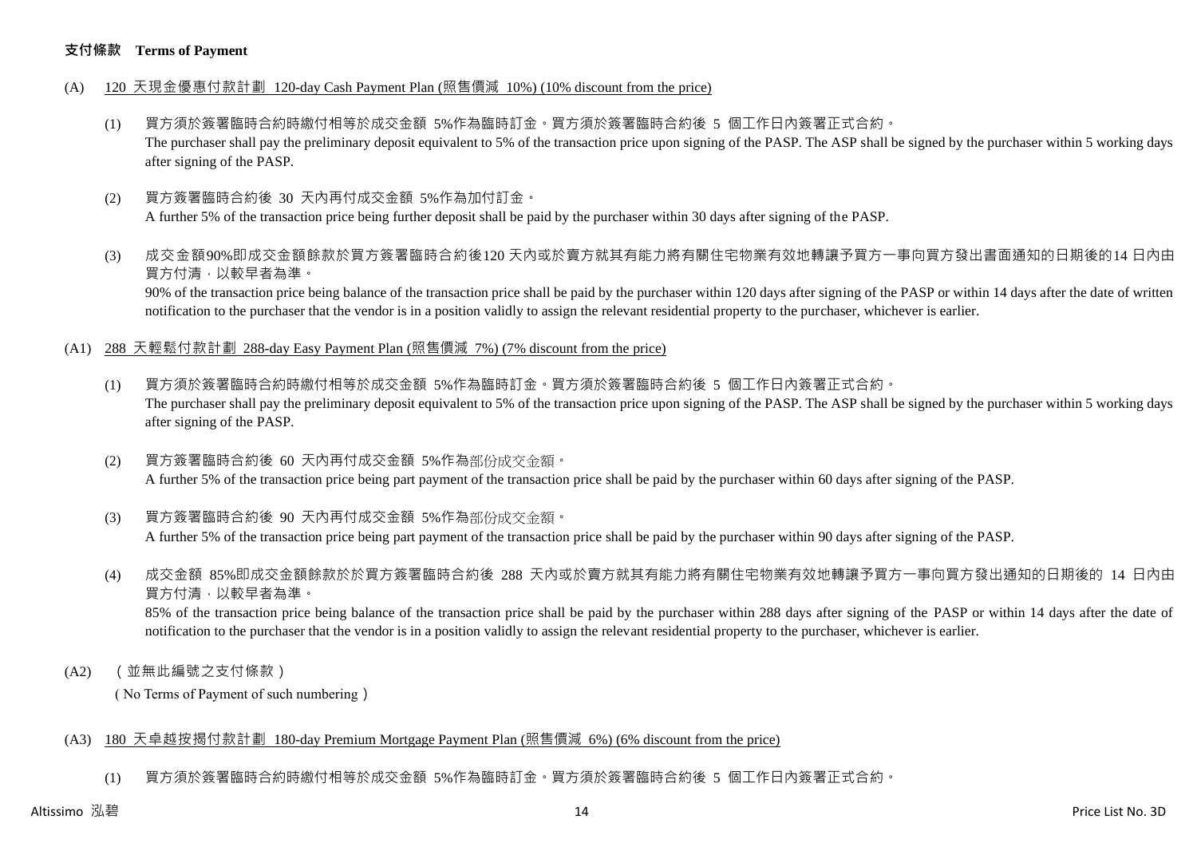**支付條款 Terms of Payment**

(A) 120 天現金優惠付款計劃 120-day Cash Payment Plan (照售價減 10%) (10% discount from the price)

(1) 買方須於簽署臨時合約時繳付相等於成交金額 5%作為臨時訂金。買方須於簽署臨時合約後 5 個工作日內簽署正式合約。
The purchaser shall pay the preliminary deposit equivalent to 5% of the transaction price upon signing of the PASP. The ASP shall be signed by the purchaser within 5 working days after signing of the PASP.

(2) 買方簽署臨時合約後 30 天內再付成交金額 5%作為加付訂金。
A further 5% of the transaction price being further deposit shall be paid by the purchaser within 30 days after signing of the PASP.

(3) 成交金額90%即成交金額餘款於買方簽署臨時合約後120 天內或於賣方就其有能力將有關住宅物業有效地轉讓予買方一事向買方發出書面通知的日期後的14 日內由買方付清，以較早者為準。
90% of the transaction price being balance of the transaction price shall be paid by the purchaser within 120 days after signing of the PASP or within 14 days after the date of written notification to the purchaser that the vendor is in a position validly to assign the relevant residential property to the purchaser, whichever is earlier.

(A1) 288 天輕鬆付款計劃 288-day Easy Payment Plan (照售價減 7%) (7% discount from the price)

(1) 買方須於簽署臨時合約時繳付相等於成交金額 5%作為臨時訂金。買方須於簽署臨時合約後 5 個工作日內簽署正式合約。
The purchaser shall pay the preliminary deposit equivalent to 5% of the transaction price upon signing of the PASP. The ASP shall be signed by the purchaser within 5 working days after signing of the PASP.

(2) 買方簽署臨時合約後 60 天內再付成交金額 5%作為部份成交金額。
A further 5% of the transaction price being part payment of the transaction price shall be paid by the purchaser within 60 days after signing of the PASP.

(3) 買方簽署臨時合約後 90 天內再付成交金額 5%作為部份成交金額。
A further 5% of the transaction price being part payment of the transaction price shall be paid by the purchaser within 90 days after signing of the PASP.

(4) 成交金額 85%即成交金額餘款於於買方簽署臨時合約後 288 天內或於賣方就其有能力將有關住宅物業有效地轉讓予買方一事向買方發出通知的日期後的 14 日內由買方付清，以較早者為準。
85% of the transaction price being balance of the transaction price shall be paid by the purchaser within 288 days after signing of the PASP or within 14 days after the date of notification to the purchaser that the vendor is in a position validly to assign the relevant residential property to the purchaser, whichever is earlier.

(A2) （並無此編號之支付條款）
（No Terms of Payment of such numbering）

(A3) 180 天卓越按揭付款計劃 180-day Premium Mortgage Payment Plan (照售價減 6%) (6% discount from the price)

(1) 買方須於簽署臨時合約時繳付相等於成交金額 5%作為臨時訂金。買方須於簽署臨時合約後 5 個工作日內簽署正式合約。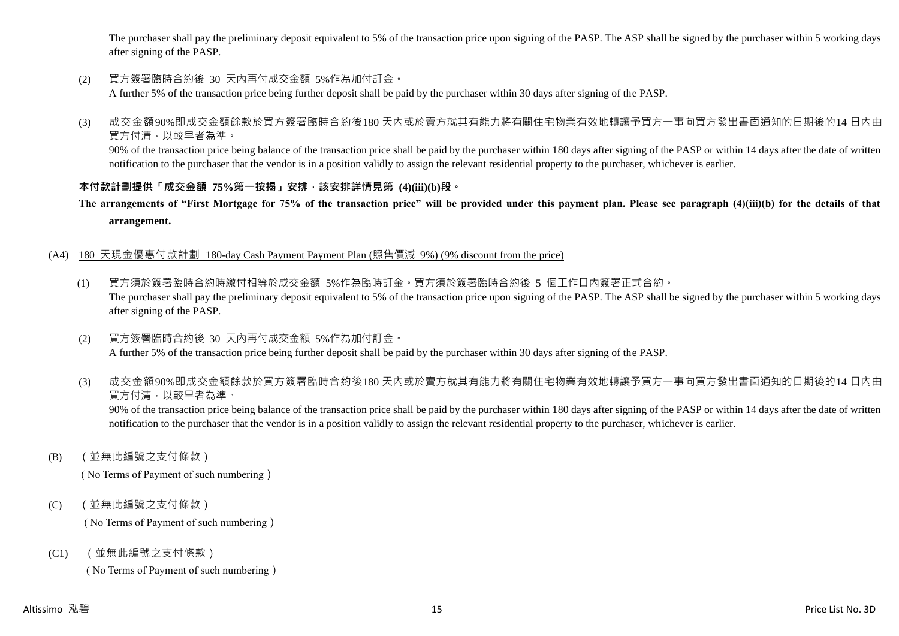The purchaser shall pay the preliminary deposit equivalent to 5% of the transaction price upon signing of the PASP. The ASP shall be signed by the purchaser within 5 working days after signing of the PASP.

(2) 買方簽署臨時合約後 30 天內再付成交金額 5%作為加付訂金。
A further 5% of the transaction price being further deposit shall be paid by the purchaser within 30 days after signing of the PASP.

(3) 成交金額90%即成交金額餘款於買方簽署臨時合約後180 天內或於賣方就其有能力將有關住宅物業有效地轉讓予買方一事向買方發出書面通知的日期後的14 日內由買方付清，以較早者為準。
90% of the transaction price being balance of the transaction price shall be paid by the purchaser within 180 days after signing of the PASP or within 14 days after the date of written notification to the purchaser that the vendor is in a position validly to assign the relevant residential property to the purchaser, whichever is earlier.

**本付款計劃提供「成交金額 75%第一按揭」安排，該安排詳情見第 (4)(iii)(b)段。**

**The arrangements of "First Mortgage for 75% of the transaction price" will be provided under this payment plan. Please see paragraph (4)(iii)(b) for the details of that arrangement.**

(A4) 180 天現金優惠付款計劃 180-day Cash Payment Payment Plan (照售價減 9%) (9% discount from the price)

(1) 買方須於簽署臨時合約時繳付相等於成交金額 5%作為臨時訂金。買方須於簽署臨時合約後 5 個工作日內簽署正式合約。
The purchaser shall pay the preliminary deposit equivalent to 5% of the transaction price upon signing of the PASP. The ASP shall be signed by the purchaser within 5 working days after signing of the PASP.

(2) 買方簽署臨時合約後 30 天內再付成交金額 5%作為加付訂金。
A further 5% of the transaction price being further deposit shall be paid by the purchaser within 30 days after signing of the PASP.

(3) 成交金額90%即成交金額餘款於買方簽署臨時合約後180 天內或於賣方就其有能力將有關住宅物業有效地轉讓予買方一事向買方發出書面通知的日期後的14 日內由買方付清，以較早者為準。
90% of the transaction price being balance of the transaction price shall be paid by the purchaser within 180 days after signing of the PASP or within 14 days after the date of written notification to the purchaser that the vendor is in a position validly to assign the relevant residential property to the purchaser, whichever is earlier.

(B) （並無此編號之支付條款）
( No Terms of Payment of such numbering）

(C) （並無此編號之支付條款）
( No Terms of Payment of such numbering）

(C1) （並無此編號之支付條款）
( No Terms of Payment of such numbering）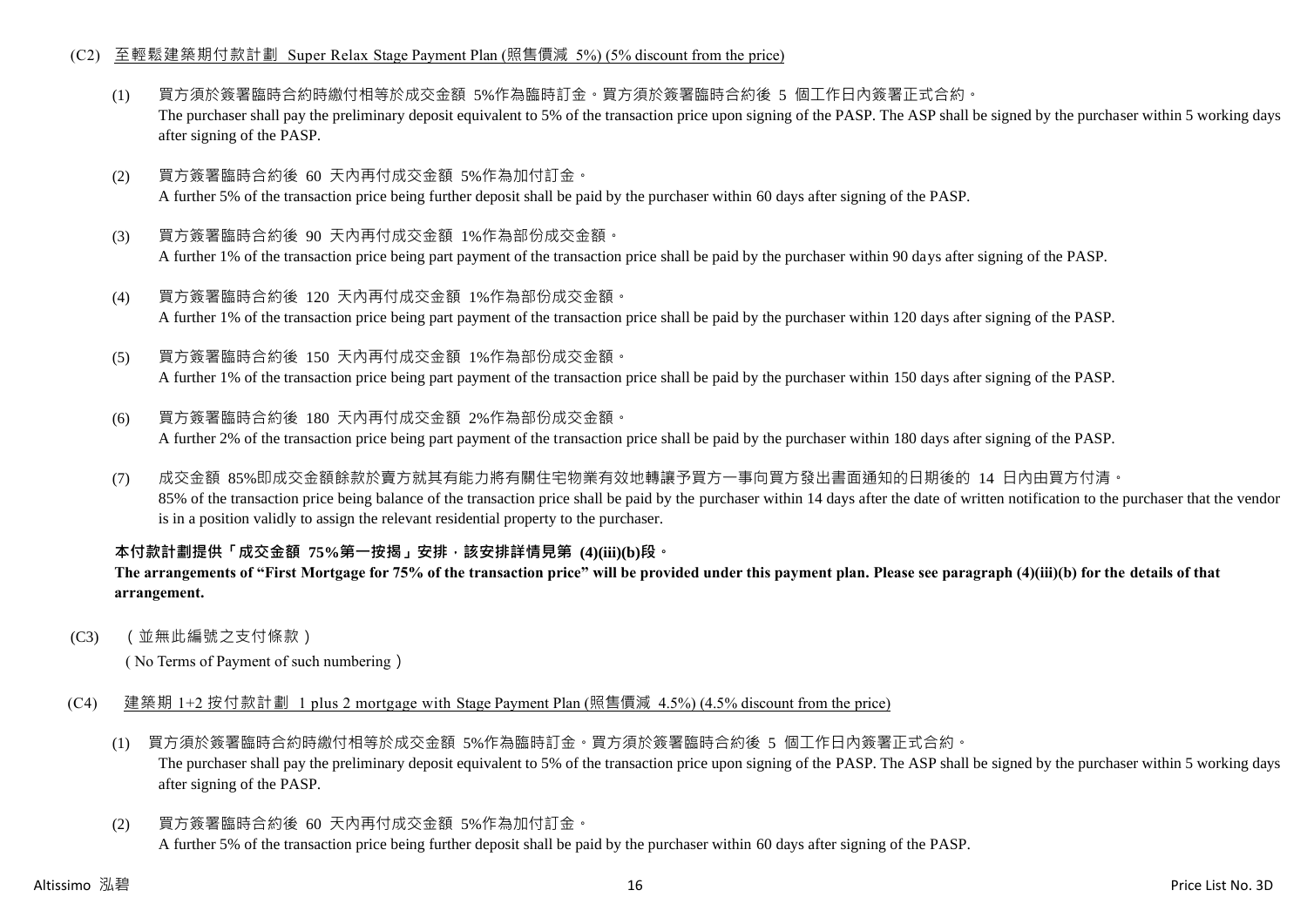(C2) <u>至輕鬆建築期付款計劃 Super Relax Stage Payment Plan (照售價減 5%) (5% discount from the price)</u>

(1) 買方須於簽署臨時合約時繳付相等於成交金額 5%作為臨時訂金。買方須於簽署臨時合約後 5 個工作日內簽署正式合約。
The purchaser shall pay the preliminary deposit equivalent to 5% of the transaction price upon signing of the PASP. The ASP shall be signed by the purchaser within 5 working days after signing of the PASP.

(2) 買方簽署臨時合約後 60 天內再付成交金額 5%作為加付訂金。
A further 5% of the transaction price being further deposit shall be paid by the purchaser within 60 days after signing of the PASP.

(3) 買方簽署臨時合約後 90 天內再付成交金額 1%作為部份成交金額。
A further 1% of the transaction price being part payment of the transaction price shall be paid by the purchaser within 90 days after signing of the PASP.

(4) 買方簽署臨時合約後 120 天內再付成交金額 1%作為部份成交金額。
A further 1% of the transaction price being part payment of the transaction price shall be paid by the purchaser within 120 days after signing of the PASP.

(5) 買方簽署臨時合約後 150 天內再付成交金額 1%作為部份成交金額。
A further 1% of the transaction price being part payment of the transaction price shall be paid by the purchaser within 150 days after signing of the PASP.

(6) 買方簽署臨時合約後 180 天內再付成交金額 2%作為部份成交金額。
A further 2% of the transaction price being part payment of the transaction price shall be paid by the purchaser within 180 days after signing of the PASP.

(7) 成交金額 85%即成交金額餘款於賣方就其有能力將有關住宅物業有效地轉讓予買方一事向買方發出書面通知的日期後的 14 日內由買方付清。
85% of the transaction price being balance of the transaction price shall be paid by the purchaser within 14 days after the date of written notification to the purchaser that the vendor is in a position validly to assign the relevant residential property to the purchaser.

**本付款計劃提供「成交金額 75%第一按揭」安排，該安排詳情見第 (4)(iii)(b)段。**
**The arrangements of "First Mortgage for 75% of the transaction price" will be provided under this payment plan. Please see paragraph (4)(iii)(b) for the details of that arrangement.**

(C3) （並無此編號之支付條款）
( No Terms of Payment of such numbering )

(C4) <u>建築期 1+2 按付款計劃 1 plus 2 mortgage with Stage Payment Plan (照售價減 4.5%) (4.5% discount from the price)</u>

(1) 買方須於簽署臨時合約時繳付相等於成交金額 5%作為臨時訂金。買方須於簽署臨時合約後 5 個工作日內簽署正式合約。
The purchaser shall pay the preliminary deposit equivalent to 5% of the transaction price upon signing of the PASP. The ASP shall be signed by the purchaser within 5 working days after signing of the PASP.

(2) 買方簽署臨時合約後 60 天內再付成交金額 5%作為加付訂金。
A further 5% of the transaction price being further deposit shall be paid by the purchaser within 60 days after signing of the PASP.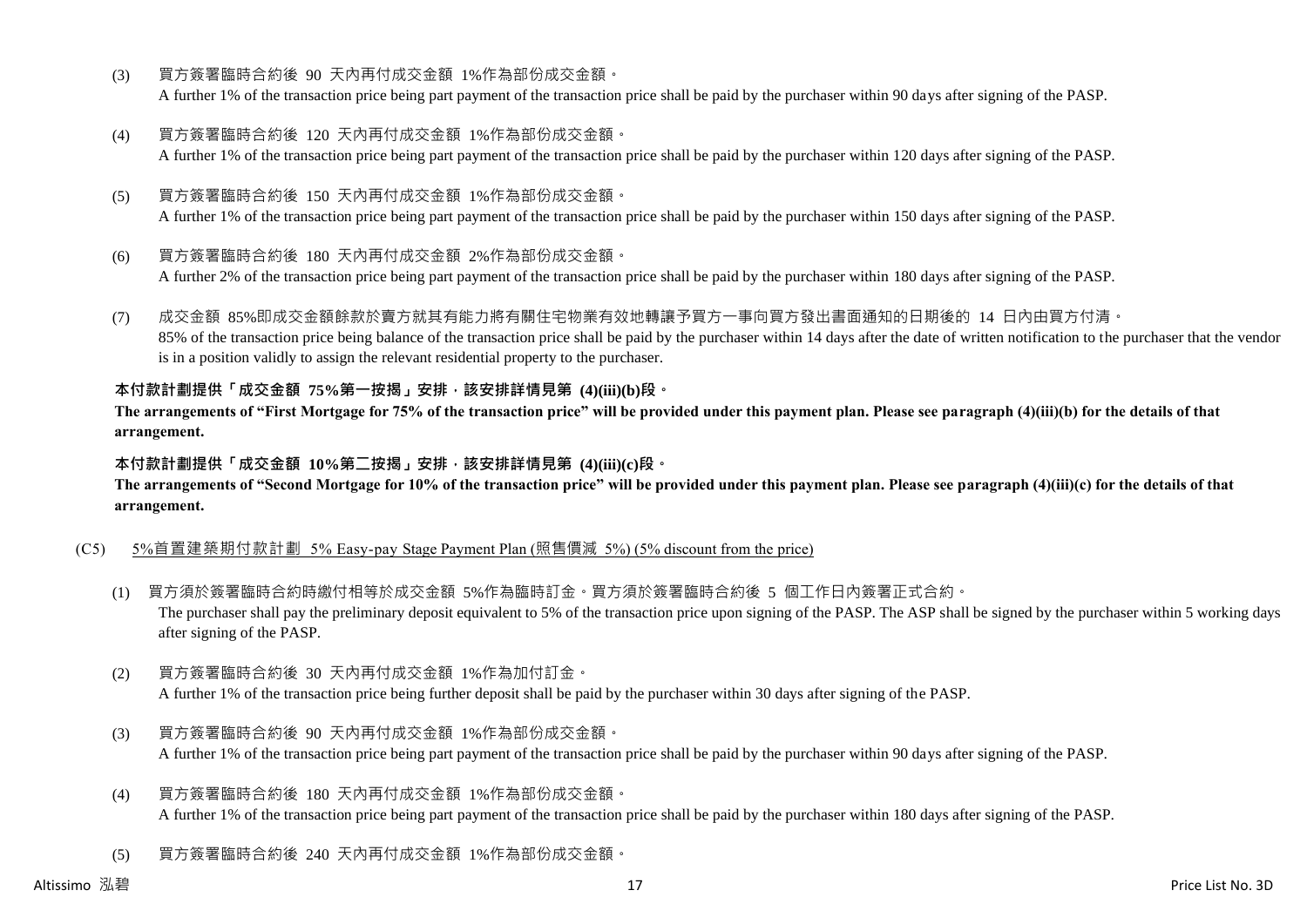(3) 買方簽署臨時合約後 90 天內再付成交金額 1%作為部份成交金額。
A further 1% of the transaction price being part payment of the transaction price shall be paid by the purchaser within 90 days after signing of the PASP.

(4) 買方簽署臨時合約後 120 天內再付成交金額 1%作為部份成交金額。
A further 1% of the transaction price being part payment of the transaction price shall be paid by the purchaser within 120 days after signing of the PASP.

(5) 買方簽署臨時合約後 150 天內再付成交金額 1%作為部份成交金額。
A further 1% of the transaction price being part payment of the transaction price shall be paid by the purchaser within 150 days after signing of the PASP.

(6) 買方簽署臨時合約後 180 天內再付成交金額 2%作為部份成交金額。
A further 2% of the transaction price being part payment of the transaction price shall be paid by the purchaser within 180 days after signing of the PASP.

(7) 成交金額 85%即成交金額餘款於賣方就其有能力將有關住宅物業有效地轉讓予買方一事向買方發出書面通知的日期後的 14 日內由買方付清。
85% of the transaction price being balance of the transaction price shall be paid by the purchaser within 14 days after the date of written notification to the purchaser that the vendor is in a position validly to assign the relevant residential property to the purchaser.

**本付款計劃提供「成交金額 75%第一按揭」安排，該安排詳情見第 (4)(iii)(b)段。**
**The arrangements of "First Mortgage for 75% of the transaction price" will be provided under this payment plan. Please see paragraph (4)(iii)(b) for the details of that arrangement.**

**本付款計劃提供「成交金額 10%第二按揭」安排，該安排詳情見第 (4)(iii)(c)段。**
**The arrangements of "Second Mortgage for 10% of the transaction price" will be provided under this payment plan. Please see paragraph (4)(iii)(c) for the details of that arrangement.**

(C5) 5%首置建築期付款計劃 5% Easy-pay Stage Payment Plan (照售價減 5%) (5% discount from the price)

(1) 買方須於簽署臨時合約時繳付相等於成交金額 5%作為臨時訂金。買方須於簽署臨時合約後 5 個工作日內簽署正式合約。
The purchaser shall pay the preliminary deposit equivalent to 5% of the transaction price upon signing of the PASP. The ASP shall be signed by the purchaser within 5 working days after signing of the PASP.

(2) 買方簽署臨時合約後 30 天內再付成交金額 1%作為加付訂金。
A further 1% of the transaction price being further deposit shall be paid by the purchaser within 30 days after signing of the PASP.

(3) 買方簽署臨時合約後 90 天內再付成交金額 1%作為部份成交金額。
A further 1% of the transaction price being part payment of the transaction price shall be paid by the purchaser within 90 days after signing of the PASP.

(4) 買方簽署臨時合約後 180 天內再付成交金額 1%作為部份成交金額。
A further 1% of the transaction price being part payment of the transaction price shall be paid by the purchaser within 180 days after signing of the PASP.

(5) 買方簽署臨時合約後 240 天內再付成交金額 1%作為部份成交金額。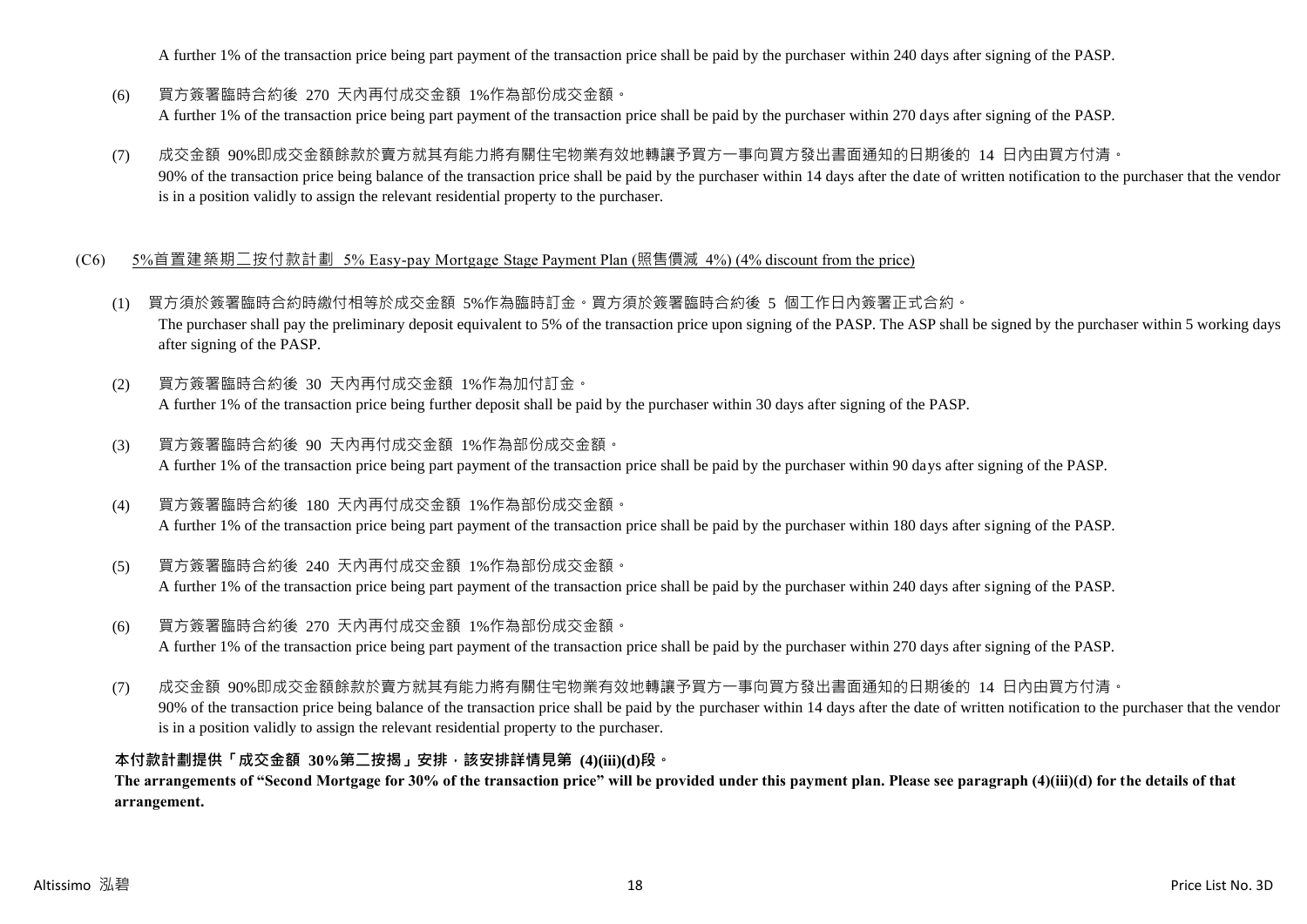A further 1% of the transaction price being part payment of the transaction price shall be paid by the purchaser within 240 days after signing of the PASP.

(6) 買方簽署臨時合約後 270 天內再付成交金額 1%作為部份成交金額。
A further 1% of the transaction price being part payment of the transaction price shall be paid by the purchaser within 270 days after signing of the PASP.

(7) 成交金額 90%即成交金額餘款於賣方就其有能力將有關住宅物業有效地轉讓予買方一事向買方發出書面通知的日期後的 14 日內由買方付清。
90% of the transaction price being balance of the transaction price shall be paid by the purchaser within 14 days after the date of written notification to the purchaser that the vendor is in a position validly to assign the relevant residential property to the purchaser.

(C6) <u>5%首置建築期二按付款計劃 5% Easy-pay Mortgage Stage Payment Plan (照售價減 4%) (4% discount from the price)</u>

(1) 買方須於簽署臨時合約時繳付相等於成交金額 5%作為臨時訂金。買方須於簽署臨時合約後 5 個工作日內簽署正式合約。
The purchaser shall pay the preliminary deposit equivalent to 5% of the transaction price upon signing of the PASP. The ASP shall be signed by the purchaser within 5 working days after signing of the PASP.

(2) 買方簽署臨時合約後 30 天內再付成交金額 1%作為加付訂金。
A further 1% of the transaction price being further deposit shall be paid by the purchaser within 30 days after signing of the PASP.

(3) 買方簽署臨時合約後 90 天內再付成交金額 1%作為部份成交金額。
A further 1% of the transaction price being part payment of the transaction price shall be paid by the purchaser within 90 days after signing of the PASP.

(4) 買方簽署臨時合約後 180 天內再付成交金額 1%作為部份成交金額。
A further 1% of the transaction price being part payment of the transaction price shall be paid by the purchaser within 180 days after signing of the PASP.

(5) 買方簽署臨時合約後 240 天內再付成交金額 1%作為部份成交金額。
A further 1% of the transaction price being part payment of the transaction price shall be paid by the purchaser within 240 days after signing of the PASP.

(6) 買方簽署臨時合約後 270 天內再付成交金額 1%作為部份成交金額。
A further 1% of the transaction price being part payment of the transaction price shall be paid by the purchaser within 270 days after signing of the PASP.

(7) 成交金額 90%即成交金額餘款於賣方就其有能力將有關住宅物業有效地轉讓予買方一事向買方發出書面通知的日期後的 14 日內由買方付清。
90% of the transaction price being balance of the transaction price shall be paid by the purchaser within 14 days after the date of written notification to the purchaser that the vendor is in a position validly to assign the relevant residential property to the purchaser.

**本付款計劃提供「成交金額 30%第二按揭」安排，該安排詳情見第 (4)(iii)(d)段。**
**The arrangements of "Second Mortgage for 30% of the transaction price" will be provided under this payment plan. Please see paragraph (4)(iii)(d) for the details of that arrangement.**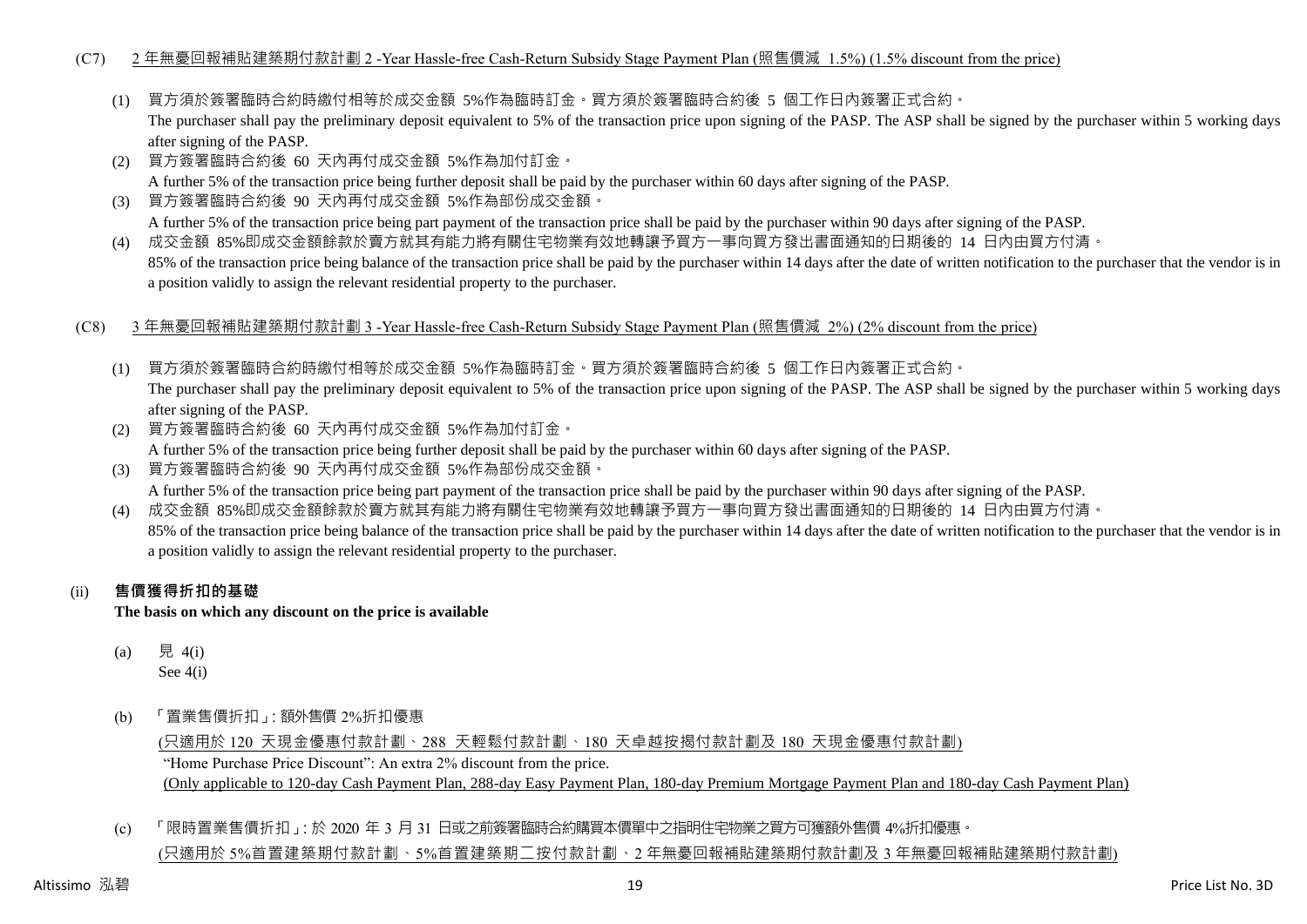(C7) 2 年無憂回報補貼建築期付款計劃 2 -Year Hassle-free Cash-Return Subsidy Stage Payment Plan (照售價減 1.5%) (1.5% discount from the price)

(1) 買方須於簽署臨時合約時繳付相等於成交金額 5%作為臨時訂金。買方須於簽署臨時合約後 5 個工作日內簽署正式合約。
The purchaser shall pay the preliminary deposit equivalent to 5% of the transaction price upon signing of the PASP. The ASP shall be signed by the purchaser within 5 working days after signing of the PASP.

(2) 買方簽署臨時合約後 60 天內再付成交金額 5%作為加付訂金。
A further 5% of the transaction price being further deposit shall be paid by the purchaser within 60 days after signing of the PASP.

(3) 買方簽署臨時合約後 90 天內再付成交金額 5%作為部份成交金額。
A further 5% of the transaction price being part payment of the transaction price shall be paid by the purchaser within 90 days after signing of the PASP.

(4) 成交金額 85%即成交金額餘款於賣方就其有能力將有關住宅物業有效地轉讓予買方一事向買方發出書面通知的日期後的 14 日內由買方付清。
85% of the transaction price being balance of the transaction price shall be paid by the purchaser within 14 days after the date of written notification to the purchaser that the vendor is in a position validly to assign the relevant residential property to the purchaser.

(C8) 3 年無憂回報補貼建築期付款計劃 3 -Year Hassle-free Cash-Return Subsidy Stage Payment Plan (照售價減 2%) (2% discount from the price)

(1) 買方須於簽署臨時合約時繳付相等於成交金額 5%作為臨時訂金。買方須於簽署臨時合約後 5 個工作日內簽署正式合約。
The purchaser shall pay the preliminary deposit equivalent to 5% of the transaction price upon signing of the PASP. The ASP shall be signed by the purchaser within 5 working days after signing of the PASP.

(2) 買方簽署臨時合約後 60 天內再付成交金額 5%作為加付訂金。
A further 5% of the transaction price being further deposit shall be paid by the purchaser within 60 days after signing of the PASP.

(3) 買方簽署臨時合約後 90 天內再付成交金額 5%作為部份成交金額。
A further 5% of the transaction price being part payment of the transaction price shall be paid by the purchaser within 90 days after signing of the PASP.

(4) 成交金額 85%即成交金額餘款於賣方就其有能力將有關住宅物業有效地轉讓予買方一事向買方發出書面通知的日期後的 14 日內由買方付清。
85% of the transaction price being balance of the transaction price shall be paid by the purchaser within 14 days after the date of written notification to the purchaser that the vendor is in a position validly to assign the relevant residential property to the purchaser.

(ii) **售價獲得折扣的基礎**
**The basis on which any discount on the price is available**

(a) 見 4(i)
See 4(i)

(b) 「置業售價折扣」: 額外售價 2%折扣優惠
(只適用於 120 天現金優惠付款計劃、288 天輕鬆付款計劃、180 天卓越按揭付款計劃及 180 天現金優惠付款計劃)
"Home Purchase Price Discount": An extra 2% discount from the price.
(Only applicable to 120-day Cash Payment Plan, 288-day Easy Payment Plan, 180-day Premium Mortgage Payment Plan and 180-day Cash Payment Plan)

(c) 「限時置業售價折扣」: 於 2020 年 3 月 31 日或之前簽署臨時合約購買本價單中之指明住宅物業之買方可獲額外售價 4%折扣優惠。
(只適用於 5%首置建築期付款計劃、5%首置建築期二按付款計劃、2 年無憂回報補貼建築期付款計劃及 3 年無憂回報補貼建築期付款計劃)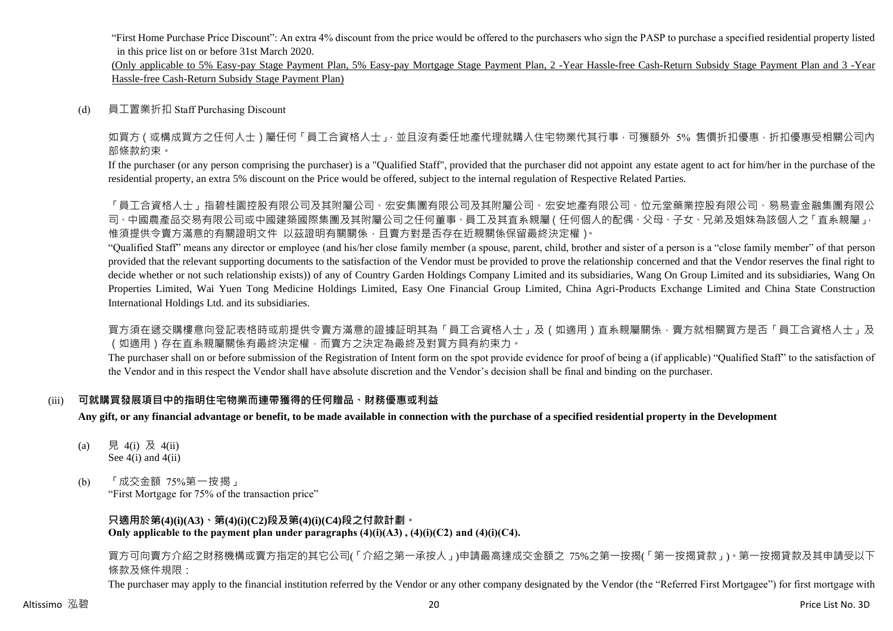"First Home Purchase Price Discount": An extra 4% discount from the price would be offered to the purchasers who sign the PASP to purchase a specified residential property listed in this price list on or before 31st March 2020.

(Only applicable to 5% Easy-pay Stage Payment Plan, 5% Easy-pay Mortgage Stage Payment Plan, 2 -Year Hassle-free Cash-Return Subsidy Stage Payment Plan and 3 -Year Hassle-free Cash-Return Subsidy Stage Payment Plan)

(d) 員工置業折扣 Staff Purchasing Discount

如買方（或構成買方之任何人士）屬任何「員工合資格人士」，並且沒有委任地產代理就購入住宅物業代其行事，可獲額外 5% 售價折扣優惠，折扣優惠受相關公司內部條款約束。

If the purchaser (or any person comprising the purchaser) is a "Qualified Staff", provided that the purchaser did not appoint any estate agent to act for him/her in the purchase of the residential property, an extra 5% discount on the Price would be offered, subject to the internal regulation of Respective Related Parties.

「員工合資格人士」指碧桂園控股有限公司及其附屬公司、宏安集團有限公司及其附屬公司、宏安地產有限公司、位元堂藥業控股有限公司、易易壹金融集團有限公司、中國農產品交易有限公司或中國建築國際集團及其附屬公司之任何董事、員工及其直系親屬（任何個人的配偶、父母、子女、兄弟及姐妹為該個人之「直系親屬」，惟須提供令賣方滿意的有關證明文件 以茲證明有關關係，且賣方對是否存在近親關係保留最終決定權）。

"Qualified Staff" means any director or employee (and his/her close family member (a spouse, parent, child, brother and sister of a person is a "close family member" of that person provided that the relevant supporting documents to the satisfaction of the Vendor must be provided to prove the relationship concerned and that the Vendor reserves the final right to decide whether or not such relationship exists)) of any of Country Garden Holdings Company Limited and its subsidiaries, Wang On Group Limited and its subsidiaries, Wang On Properties Limited, Wai Yuen Tong Medicine Holdings Limited, Easy One Financial Group Limited, China Agri-Products Exchange Limited and China State Construction International Holdings Ltd. and its subsidiaries.

買方須在遞交購樓意向登記表格時或前提供令賣方滿意的證據証明其為「員工合資格人士」及（如適用）直系親屬關係，賣方就相關買方是否「員工合資格人士」及（如適用）存在直系親屬關係有最終決定權，而賣方之決定為最終及對買方具有約束力。

The purchaser shall on or before submission of the Registration of Intent form on the spot provide evidence for proof of being a (if applicable) "Qualified Staff" to the satisfaction of the Vendor and in this respect the Vendor shall have absolute discretion and the Vendor's decision shall be final and binding on the purchaser.

(iii) **可就購買發展項目中的指明住宅物業而連帶獲得的任何贈品、財務優惠或利益**

**Any gift, or any financial advantage or benefit, to be made available in connection with the purchase of a specified residential property in the Development**

(a) 見 4(i) 及 4(ii)
See 4(i) and 4(ii)

(b) 「成交金額 75%第一按揭」
"First Mortgage for 75% of the transaction price"

**只適用於第(4)(i)(A3)、第(4)(i)(C2)段及第(4)(i)(C4)段之付款計劃。**
**Only applicable to the payment plan under paragraphs (4)(i)(A3) , (4)(i)(C2) and (4)(i)(C4).**

買方可向賣方介紹之財務機構或賣方指定的其它公司(「介紹之第一承按人」)申請最高達成交金額之 75%之第一按揭(「第一按揭貸款」)。第一按揭貸款及其申請受以下條款及條件規限：

The purchaser may apply to the financial institution referred by the Vendor or any other company designated by the Vendor (the "Referred First Mortgagee") for first mortgage with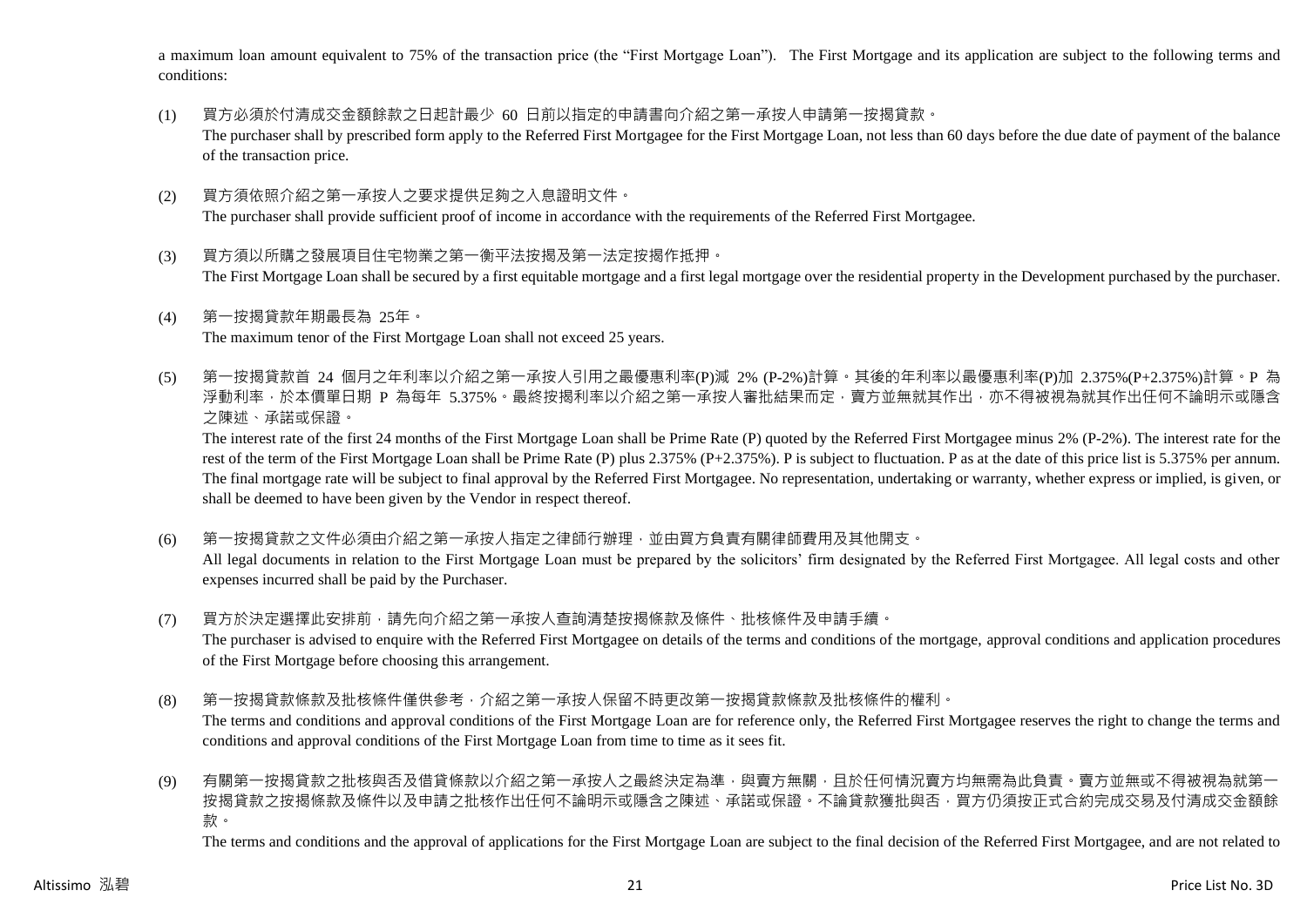a maximum loan amount equivalent to 75% of the transaction price (the "First Mortgage Loan"). The First Mortgage and its application are subject to the following terms and conditions:

(1) 買方必須於付清成交金額餘款之日起計最少 60 日前以指定的申請書向介紹之第一承按人申請第一按揭貸款。
The purchaser shall by prescribed form apply to the Referred First Mortgagee for the First Mortgage Loan, not less than 60 days before the due date of payment of the balance of the transaction price.

(2) 買方須依照介紹之第一承按人之要求提供足夠之入息證明文件。
The purchaser shall provide sufficient proof of income in accordance with the requirements of the Referred First Mortgagee.

(3) 買方須以所購之發展項目住宅物業之第一衡平法按揭及第一法定按揭作抵押。
The First Mortgage Loan shall be secured by a first equitable mortgage and a first legal mortgage over the residential property in the Development purchased by the purchaser.

(4) 第一按揭貸款年期最長為 25年。
The maximum tenor of the First Mortgage Loan shall not exceed 25 years.

(5) 第一按揭貸款首 24 個月之年利率以介紹之第一承按人引用之最優惠利率(P)減 2% (P-2%)計算。其後的年利率以最優惠利率(P)加 2.375%(P+2.375%)計算。P 為浮動利率，於本價單日期 P 為每年 5.375%。最終按揭利率以介紹之第一承按人審批結果而定，賣方並無就其作出，亦不得被視為就其作出任何不論明示或隱含之陳述、承諾或保證。
The interest rate of the first 24 months of the First Mortgage Loan shall be Prime Rate (P) quoted by the Referred First Mortgagee minus 2% (P-2%). The interest rate for the rest of the term of the First Mortgage Loan shall be Prime Rate (P) plus 2.375% (P+2.375%). P is subject to fluctuation. P as at the date of this price list is 5.375% per annum. The final mortgage rate will be subject to final approval by the Referred First Mortgagee. No representation, undertaking or warranty, whether express or implied, is given, or shall be deemed to have been given by the Vendor in respect thereof.

(6) 第一按揭貸款之文件必須由介紹之第一承按人指定之律師行辦理，並由買方負責有關律師費用及其他開支。
All legal documents in relation to the First Mortgage Loan must be prepared by the solicitors' firm designated by the Referred First Mortgagee. All legal costs and other expenses incurred shall be paid by the Purchaser.

(7) 買方於決定選擇此安排前，請先向介紹之第一承按人查詢清楚按揭條款及條件、批核條件及申請手續。
The purchaser is advised to enquire with the Referred First Mortgagee on details of the terms and conditions of the mortgage, approval conditions and application procedures of the First Mortgage before choosing this arrangement.

(8) 第一按揭貸款條款及批核條件僅供參考，介紹之第一承按人保留不時更改第一按揭貸款條款及批核條件的權利。
The terms and conditions and approval conditions of the First Mortgage Loan are for reference only, the Referred First Mortgagee reserves the right to change the terms and conditions and approval conditions of the First Mortgage Loan from time to time as it sees fit.

(9) 有關第一按揭貸款之批核與否及借貸條款以介紹之第一承按人之最終決定為準，與賣方無關，且於任何情況賣方均無需為此負責。賣方並無或不得被視為就第一按揭貸款之按揭條款及條件以及申請之批核作出任何不論明示或隱含之陳述、承諾或保證。不論貸款獲批與否，買方仍須按正式合約完成交易及付清成交金額餘款。
The terms and conditions and the approval of applications for the First Mortgage Loan are subject to the final decision of the Referred First Mortgagee, and are not related to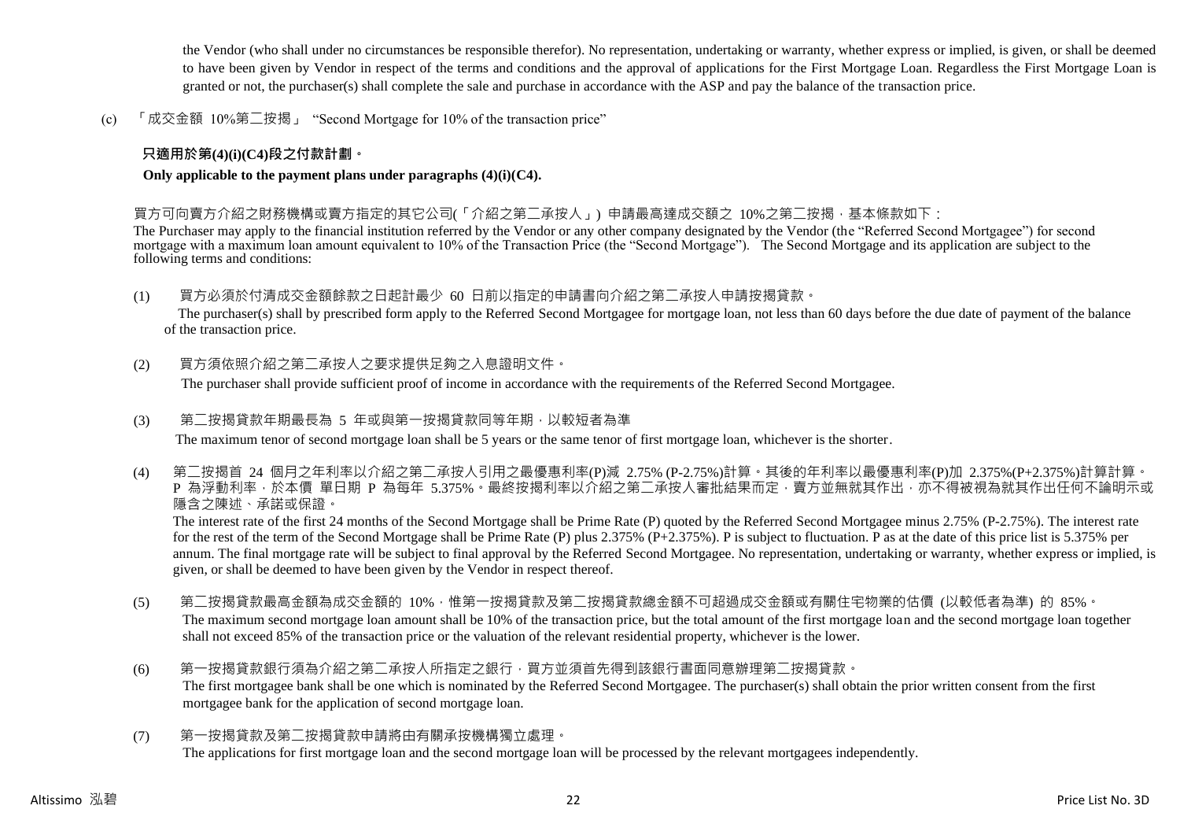the Vendor (who shall under no circumstances be responsible therefor). No representation, undertaking or warranty, whether express or implied, is given, or shall be deemed to have been given by Vendor in respect of the terms and conditions and the approval of applications for the First Mortgage Loan. Regardless the First Mortgage Loan is granted or not, the purchaser(s) shall complete the sale and purchase in accordance with the ASP and pay the balance of the transaction price.

(c) 「成交金額 10%第二按揭」 "Second Mortgage for 10% of the transaction price"

**只適用於第(4)(i)(C4)段之付款計劃。**

**Only applicable to the payment plans under paragraphs (4)(i)(C4).**

買方可向賣方介紹之財務機構或賣方指定的其它公司(「介紹之第二承按人」) 申請最高達成交額之 10%之第二按揭，基本條款如下：

The Purchaser may apply to the financial institution referred by the Vendor or any other company designated by the Vendor (the "Referred Second Mortgagee") for second mortgage with a maximum loan amount equivalent to 10% of the Transaction Price (the "Second Mortgage"). The Second Mortgage and its application are subject to the following terms and conditions:

(1) 買方必須於付清成交金額餘款之日起計最少 60 日前以指定的申請書向介紹之第二承按人申請按揭貸款。
The purchaser(s) shall by prescribed form apply to the Referred Second Mortgagee for mortgage loan, not less than 60 days before the due date of payment of the balance of the transaction price.

(2) 買方須依照介紹之第二承按人之要求提供足夠之入息證明文件。
The purchaser shall provide sufficient proof of income in accordance with the requirements of the Referred Second Mortgagee.

(3) 第二按揭貸款年期最長為 5 年或與第一按揭貸款同等年期，以較短者為準
The maximum tenor of second mortgage loan shall be 5 years or the same tenor of first mortgage loan, whichever is the shorter.

(4) 第二按揭首 24 個月之年利率以介紹之第二承按人引用之最優惠利率(P)減 2.75% (P-2.75%)計算。其後的年利率以最優惠利率(P)加 2.375%(P+2.375%)計算計算。P 為浮動利率，於本價單日期 P 為每年 5.375%。最終按揭利率以介紹之第二承按人審批結果而定，賣方並無就其作出，亦不得被視為就其作出任何不論明示或隱含之陳述、承諾或保證。
The interest rate of the first 24 months of the Second Mortgage shall be Prime Rate (P) quoted by the Referred Second Mortgagee minus 2.75% (P-2.75%). The interest rate for the rest of the term of the Second Mortgage shall be Prime Rate (P) plus 2.375% (P+2.375%). P is subject to fluctuation. P as at the date of this price list is 5.375% per annum. The final mortgage rate will be subject to final approval by the Referred Second Mortgagee. No representation, undertaking or warranty, whether express or implied, is given, or shall be deemed to have been given by the Vendor in respect thereof.

(5) 第二按揭貸款最高金額為成交金額的 10%，惟第一按揭貸款及第二按揭貸款總金額不可超過成交金額或有關住宅物業的估價 (以較低者為準) 的 85%。
The maximum second mortgage loan amount shall be 10% of the transaction price, but the total amount of the first mortgage loan and the second mortgage loan together shall not exceed 85% of the transaction price or the valuation of the relevant residential property, whichever is the lower.

(6) 第一按揭貸款銀行須為介紹之第二承按人所指定之銀行，買方並須首先得到該銀行書面同意辦理第二按揭貸款。
The first mortgagee bank shall be one which is nominated by the Referred Second Mortgagee. The purchaser(s) shall obtain the prior written consent from the first mortgagee bank for the application of second mortgage loan.

(7) 第一按揭貸款及第二按揭貸款申請將由有關承按機構獨立處理。
The applications for first mortgage loan and the second mortgage loan will be processed by the relevant mortgagees independently.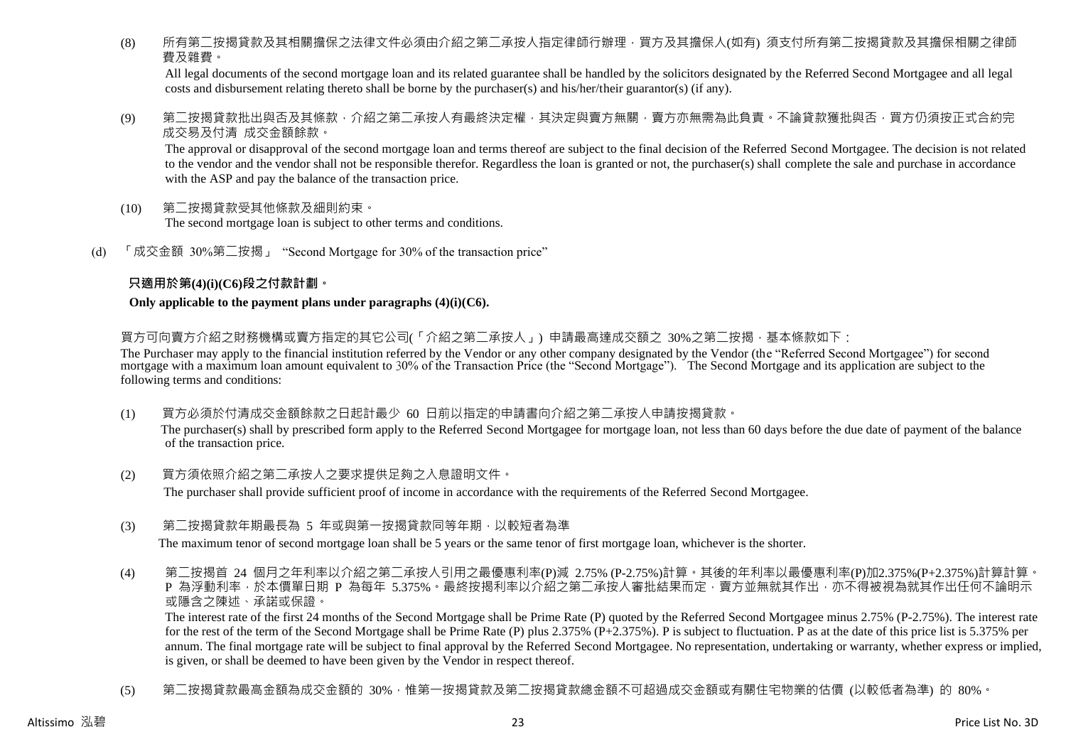(8) 所有第二按揭貸款及其相關擔保之法律文件必須由介紹之第二承按人指定律師行辦理，買方及其擔保人(如有) 須支付所有第二按揭貸款及其擔保相關之律師費及雜費。

All legal documents of the second mortgage loan and its related guarantee shall be handled by the solicitors designated by the Referred Second Mortgagee and all legal costs and disbursement relating thereto shall be borne by the purchaser(s) and his/her/their guarantor(s) (if any).

(9) 第二按揭貸款批出與否及其條款，介紹之第二承按人有最終決定權，其決定與賣方無關，賣方亦無需為此負責。不論貸款獲批與否，買方仍須按正式合約完成交易及付清 成交金額餘款。

The approval or disapproval of the second mortgage loan and terms thereof are subject to the final decision of the Referred Second Mortgagee. The decision is not related to the vendor and the vendor shall not be responsible therefor. Regardless the loan is granted or not, the purchaser(s) shall complete the sale and purchase in accordance with the ASP and pay the balance of the transaction price.

(10) 第二按揭貸款受其他條款及細則約束。

The second mortgage loan is subject to other terms and conditions.

(d) 「成交金額 30%第二按揭」 "Second Mortgage for 30% of the transaction price"

**只適用於第(4)(i)(C6)段之付款計劃。**

**Only applicable to the payment plans under paragraphs (4)(i)(C6).**

買方可向賣方介紹之財務機構或賣方指定的其它公司(「介紹之第二承按人」) 申請最高達成交額之 30%之第二按揭，基本條款如下：

The Purchaser may apply to the financial institution referred by the Vendor or any other company designated by the Vendor (the "Referred Second Mortgagee") for second mortgage with a maximum loan amount equivalent to 30% of the Transaction Price (the "Second Mortgage"). The Second Mortgage and its application are subject to the following terms and conditions:

(1) 買方必須於付清成交金額餘款之日起計最少 60 日前以指定的申請書向介紹之第二承按人申請按揭貸款。

The purchaser(s) shall by prescribed form apply to the Referred Second Mortgagee for mortgage loan, not less than 60 days before the due date of payment of the balance of the transaction price.

(2) 買方須依照介紹之第二承按人之要求提供足夠之入息證明文件。

The purchaser shall provide sufficient proof of income in accordance with the requirements of the Referred Second Mortgagee.

(3) 第二按揭貸款年期最長為 5 年或與第一按揭貸款同等年期，以較短者為準

The maximum tenor of second mortgage loan shall be 5 years or the same tenor of first mortgage loan, whichever is the shorter.

(4) 第二按揭首 24 個月之年利率以介紹之第二承按人引用之最優惠利率(P)減 2.75% (P-2.75%)計算。其後的年利率以最優惠利率(P)加2.375%(P+2.375%)計算計算。P 為浮動利率，於本價單日期 P 為每年 5.375%。最終按揭利率以介紹之第二承按人審批結果而定，賣方並無就其作出，亦不得被視為就其作出任何不論明示或隱含之陳述、承諾或保證。

The interest rate of the first 24 months of the Second Mortgage shall be Prime Rate (P) quoted by the Referred Second Mortgagee minus 2.75% (P-2.75%). The interest rate for the rest of the term of the Second Mortgage shall be Prime Rate (P) plus 2.375% (P+2.375%). P is subject to fluctuation. P as at the date of this price list is 5.375% per annum. The final mortgage rate will be subject to final approval by the Referred Second Mortgagee. No representation, undertaking or warranty, whether express or implied, is given, or shall be deemed to have been given by the Vendor in respect thereof.

(5) 第二按揭貸款最高金額為成交金額的 30%，惟第一按揭貸款及第二按揭貸款總金額不可超過成交金額或有關住宅物業的估價 (以較低者為準) 的 80%。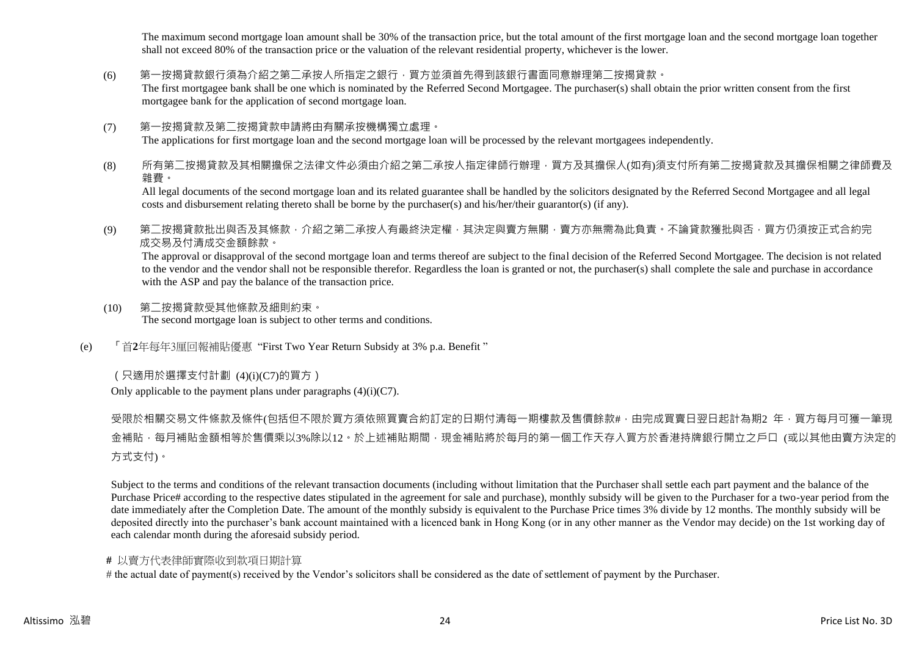The maximum second mortgage loan amount shall be 30% of the transaction price, but the total amount of the first mortgage loan and the second mortgage loan together shall not exceed 80% of the transaction price or the valuation of the relevant residential property, whichever is the lower.

(6) 第一按揭貸款銀行須為介紹之第二承按人所指定之銀行，買方並須首先得到該銀行書面同意辦理第二按揭貸款。
The first mortgagee bank shall be one which is nominated by the Referred Second Mortgagee. The purchaser(s) shall obtain the prior written consent from the first mortgagee bank for the application of second mortgage loan.

(7) 第一按揭貸款及第二按揭貸款申請將由有關承按機構獨立處理。
The applications for first mortgage loan and the second mortgage loan will be processed by the relevant mortgagees independently.

(8) 所有第二按揭貸款及其相關擔保之法律文件必須由介紹之第二承按人指定律師行辦理，買方及其擔保人(如有)須支付所有第二按揭貸款及其擔保相關之律師費及雜費。
All legal documents of the second mortgage loan and its related guarantee shall be handled by the solicitors designated by the Referred Second Mortgagee and all legal costs and disbursement relating thereto shall be borne by the purchaser(s) and his/her/their guarantor(s) (if any).

(9) 第二按揭貸款批出與否及其條款，介紹之第二承按人有最終決定權，其決定與賣方無關，賣方亦無需為此負責。不論貸款獲批與否，買方仍須按正式合約完成交易及付清成交金額餘款。
The approval or disapproval of the second mortgage loan and terms thereof are subject to the final decision of the Referred Second Mortgagee. The decision is not related to the vendor and the vendor shall not be responsible therefor. Regardless the loan is granted or not, the purchaser(s) shall complete the sale and purchase in accordance with the ASP and pay the balance of the transaction price.

(10) 第二按揭貸款受其他條款及細則約束。
The second mortgage loan is subject to other terms and conditions.

(e) 「首**2**年每年3厘回報補貼優惠 "First Two Year Return Subsidy at 3% p.a. Benefit "

（只適用於選擇支付計劃 (4)(i)(C7)的買方）
Only applicable to the payment plans under paragraphs (4)(i)(C7).

受限於相關交易文件條款及條件(包括但不限於買方須依照買賣合約訂定的日期付清每一期樓款及售價餘款#，由完成買賣日翌日起計為期2 年，買方每月可獲一筆現金補貼，每月補貼金額相等於售價乘以3%除以12。於上述補貼期間，現金補貼將於每月的第一個工作天存入買方於香港持牌銀行開立之戶口 (或以其他由賣方決定的方式支付)。

Subject to the terms and conditions of the relevant transaction documents (including without limitation that the Purchaser shall settle each part payment and the balance of the Purchase Price# according to the respective dates stipulated in the agreement for sale and purchase), monthly subsidy will be given to the Purchaser for a two-year period from the date immediately after the Completion Date. The amount of the monthly subsidy is equivalent to the Purchase Price times 3% divide by 12 months. The monthly subsidy will be deposited directly into the purchaser's bank account maintained with a licenced bank in Hong Kong (or in any other manner as the Vendor may decide) on the 1st working day of each calendar month during the aforesaid subsidy period.

**#** 以賣方代表律師實際收到款項日期計算
# the actual date of payment(s) received by the Vendor's solicitors shall be considered as the date of settlement of payment by the Purchaser.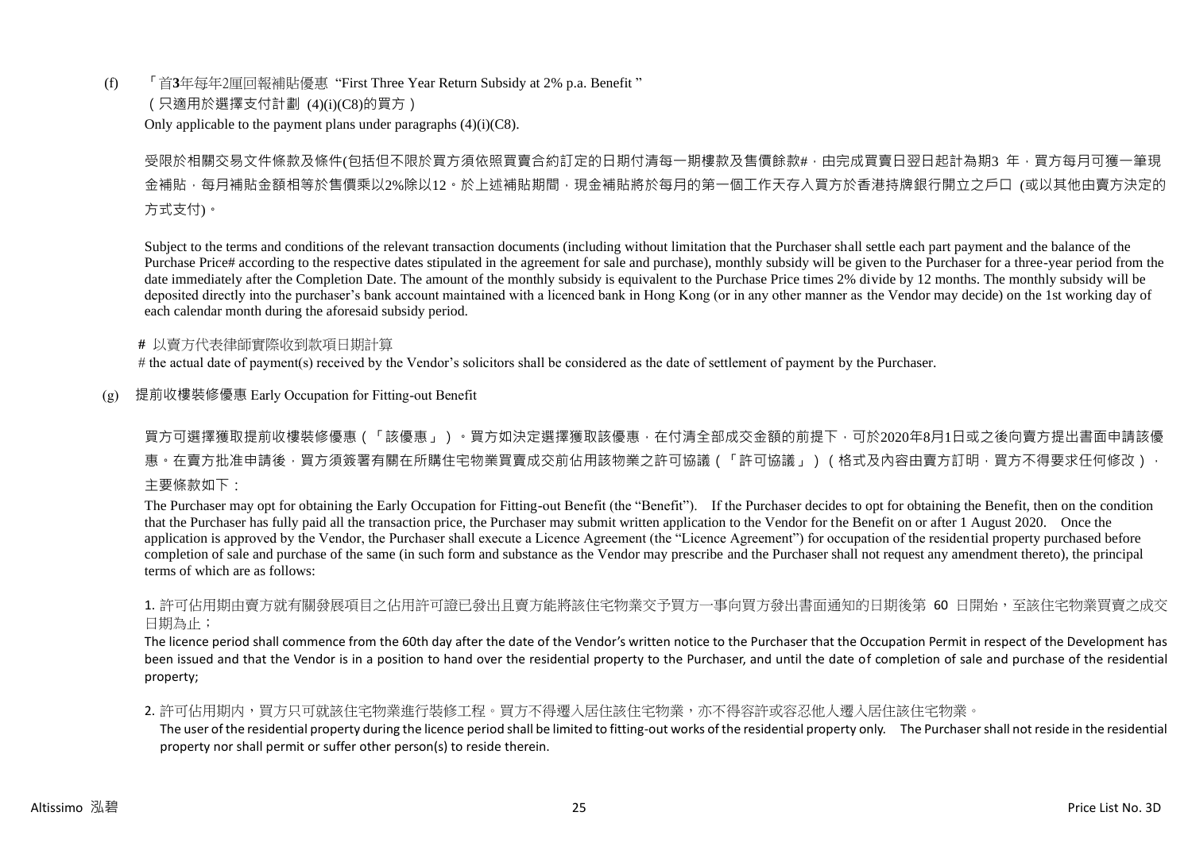(f) 「首**3**年每年2厘回報補貼優惠 "First Three Year Return Subsidy at 2% p.a. Benefit "

(只適用於選擇支付計劃 (4)(i)(C8)的買方)

Only applicable to the payment plans under paragraphs (4)(i)(C8).

受限於相關交易文件條款及條件(包括但不限於買方須依照買賣合約訂定的日期付清每一期樓款及售價餘款#，由完成買賣日翌日起計為期3 年，買方每月可獲一筆現金補貼，每月補貼金額相等於售價乘以2%除以12。於上述補貼期間，現金補貼將於每月的第一個工作天存入買方於香港持牌銀行開立之戶口 (或以其他由賣方決定的方式支付)。

Subject to the terms and conditions of the relevant transaction documents (including without limitation that the Purchaser shall settle each part payment and the balance of the Purchase Price# according to the respective dates stipulated in the agreement for sale and purchase), monthly subsidy will be given to the Purchaser for a three-year period from the date immediately after the Completion Date. The amount of the monthly subsidy is equivalent to the Purchase Price times 2% divide by 12 months. The monthly subsidy will be deposited directly into the purchaser's bank account maintained with a licenced bank in Hong Kong (or in any other manner as the Vendor may decide) on the 1st working day of each calendar month during the aforesaid subsidy period.

**#** 以賣方代表律師實際收到款項日期計算

# the actual date of payment(s) received by the Vendor's solicitors shall be considered as the date of settlement of payment by the Purchaser.

(g) 提前收樓裝修優惠 Early Occupation for Fitting-out Benefit

買方可選擇獲取提前收樓裝修優惠(「該優惠」)。買方如決定選擇獲取該優惠，在付清全部成交金額的前提下，可於2020年8月1日或之後向賣方提出書面申請該優惠。在賣方批准申請後，買方須簽署有關在所購住宅物業買賣成交前佔用該物業之許可協議(「許可協議」)(格式及內容由賣方訂明，買方不得要求任何修改)，主要條款如下：

The Purchaser may opt for obtaining the Early Occupation for Fitting-out Benefit (the "Benefit"). If the Purchaser decides to opt for obtaining the Benefit, then on the condition that the Purchaser has fully paid all the transaction price, the Purchaser may submit written application to the Vendor for the Benefit on or after 1 August 2020. Once the application is approved by the Vendor, the Purchaser shall execute a Licence Agreement (the "Licence Agreement") for occupation of the residential property purchased before completion of sale and purchase of the same (in such form and substance as the Vendor may prescribe and the Purchaser shall not request any amendment thereto), the principal terms of which are as follows:

1. 許可佔用期由賣方就有關發展項目之佔用許可證已發出且賣方能將該住宅物業交予買方一事向買方發出書面通知的日期後第 60 日開始，至該住宅物業買賣之成交日期為止；

The licence period shall commence from the 60th day after the date of the Vendor's written notice to the Purchaser that the Occupation Permit in respect of the Development has been issued and that the Vendor is in a position to hand over the residential property to the Purchaser, and until the date of completion of sale and purchase of the residential property;

2. 許可佔用期內，買方只可就該住宅物業進行裝修工程。買方不得遷入居住該住宅物業，亦不得容許或容忍他人遷入居住該住宅物業。

The user of the residential property during the licence period shall be limited to fitting-out works of the residential property only. The Purchaser shall not reside in the residential property nor shall permit or suffer other person(s) to reside therein.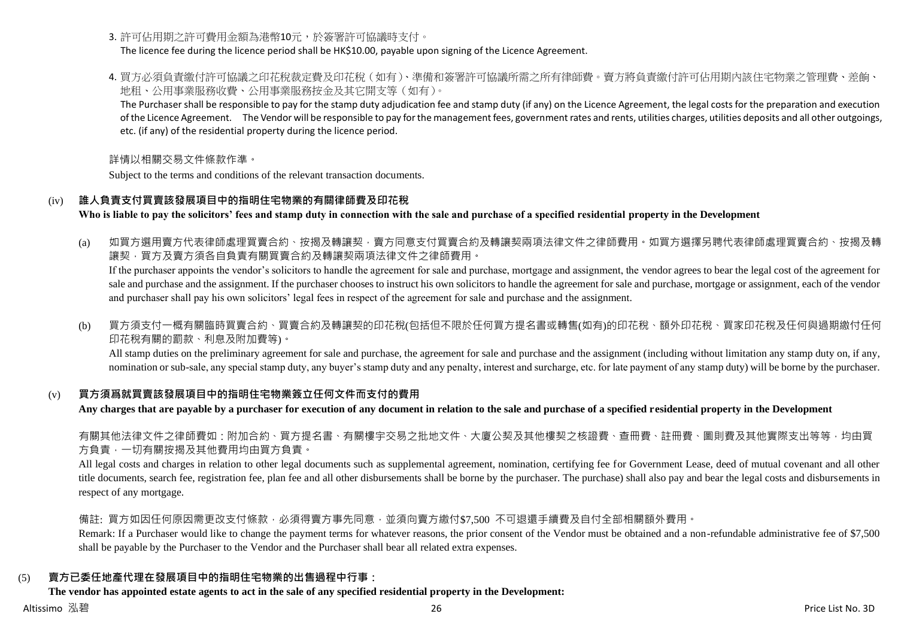3. 許可佔用期之許可費用金額為港幣10元，於簽署許可協議時支付。
   The licence fee during the licence period shall be HK$10.00, payable upon signing of the Licence Agreement.

4. 買方必須負責繳付許可協議之印花稅裁定費及印花稅（如有）、準備和簽署許可協議所需之所有律師費。賣方將負責繳付許可佔用期內該住宅物業之管理費、差餉、地租、公用事業服務收費、公用事業服務按金及其它開支等（如有）。
   The Purchaser shall be responsible to pay for the stamp duty adjudication fee and stamp duty (if any) on the Licence Agreement, the legal costs for the preparation and execution of the Licence Agreement. The Vendor will be responsible to pay for the management fees, government rates and rents, utilities charges, utilities deposits and all other outgoings, etc. (if any) of the residential property during the licence period.

詳情以相關交易文件條款作準。

Subject to the terms and conditions of the relevant transaction documents.

### (iv) 誰人負責支付買賣該發展項目中的指明住宅物業的有關律師費及印花稅

**Who is liable to pay the solicitors' fees and stamp duty in connection with the sale and purchase of a specified residential property in the Development**

(a) 如買方選用賣方代表律師處理買賣合約、按揭及轉讓契，賣方同意支付買賣合約及轉讓契兩項法律文件之律師費用。如買方選擇另聘代表律師處理買賣合約、按揭及轉讓契，買方及賣方須各自負責有關買賣合約及轉讓契兩項法律文件之律師費用。

If the purchaser appoints the vendor's solicitors to handle the agreement for sale and purchase, mortgage and assignment, the vendor agrees to bear the legal cost of the agreement for sale and purchase and the assignment. If the purchaser chooses to instruct his own solicitors to handle the agreement for sale and purchase, mortgage or assignment, each of the vendor and purchaser shall pay his own solicitors' legal fees in respect of the agreement for sale and purchase and the assignment.

(b) 買方須支付一概有關臨時買賣合約、買賣合約及轉讓契的印花稅(包括但不限於任何買方提名書或轉售(如有)的印花稅、額外印花稅、買家印花稅及任何與過期繳付任何印花稅有關的罰款、利息及附加費等)。

All stamp duties on the preliminary agreement for sale and purchase, the agreement for sale and purchase and the assignment (including without limitation any stamp duty on, if any, nomination or sub-sale, any special stamp duty, any buyer's stamp duty and any penalty, interest and surcharge, etc. for late payment of any stamp duty) will be borne by the purchaser.

### (v) 買方須爲就買賣該發展項目中的指明住宅物業簽立任何文件而支付的費用

**Any charges that are payable by a purchaser for execution of any document in relation to the sale and purchase of a specified residential property in the Development**

有關其他法律文件之律師費如：附加合約、買方提名書、有關樓宇交易之批地文件、大廈公契及其他樓契之核證費、查冊費、註冊費、圖則費及其他實際支出等等，均由買方負責，一切有關按揭及其他費用均由買方負責。

All legal costs and charges in relation to other legal documents such as supplemental agreement, nomination, certifying fee for Government Lease, deed of mutual covenant and all other title documents, search fee, registration fee, plan fee and all other disbursements shall be borne by the purchaser. The purchase) shall also pay and bear the legal costs and disbursements in respect of any mortgage.

備註: 買方如因任何原因需更改支付條款，必須得賣方事先同意，並須向賣方繳付$7,500 不可退還手續費及自付全部相關額外費用。

Remark: If a Purchaser would like to change the payment terms for whatever reasons, the prior consent of the Vendor must be obtained and a non-refundable administrative fee of $7,500 shall be payable by the Purchaser to the Vendor and the Purchaser shall bear all related extra expenses.

## (5) 賣方已委任地產代理在發展項目中的指明住宅物業的出售過程中行事：

**The vendor has appointed estate agents to act in the sale of any specified residential property in the Development:**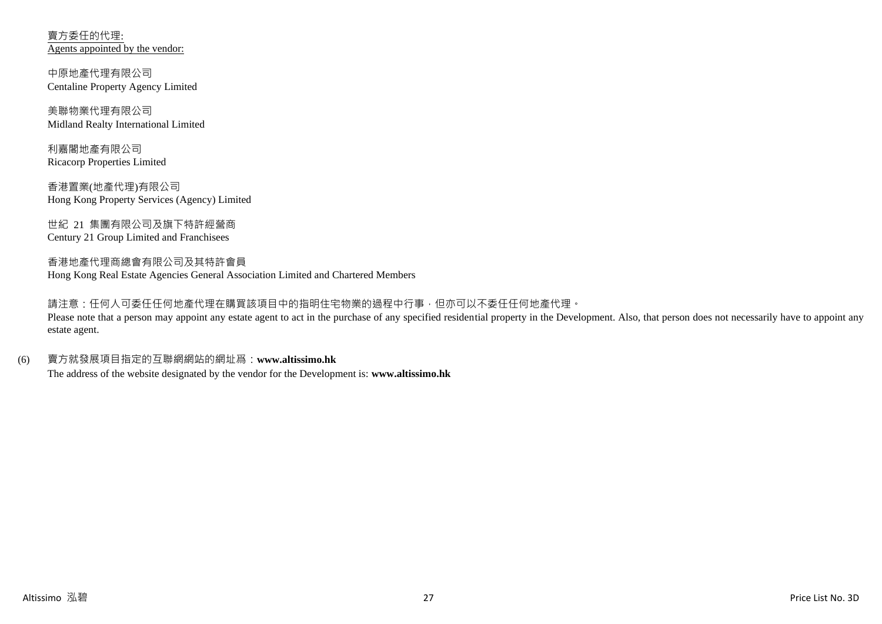賣方委任的代理:
Agents appointed by the vendor:

中原地產代理有限公司
Centaline Property Agency Limited

美聯物業代理有限公司
Midland Realty International Limited

利嘉閣地產有限公司
Ricacorp Properties Limited

香港置業(地產代理)有限公司
Hong Kong Property Services (Agency) Limited

世紀 21 集團有限公司及旗下特許經營商
Century 21 Group Limited and Franchisees

香港地產代理商總會有限公司及其特許會員
Hong Kong Real Estate Agencies General Association Limited and Chartered Members

請注意：任何人可委任任何地產代理在購買該項目中的指明住宅物業的過程中行事，但亦可以不委任任何地產代理。
Please note that a person may appoint any estate agent to act in the purchase of any specified residential property in the Development. Also, that person does not necessarily have to appoint any estate agent.

(6) 賣方就發展項目指定的互聯網網站的網址爲：**www.altissimo.hk**
The address of the website designated by the vendor for the Development is: **www.altissimo.hk**